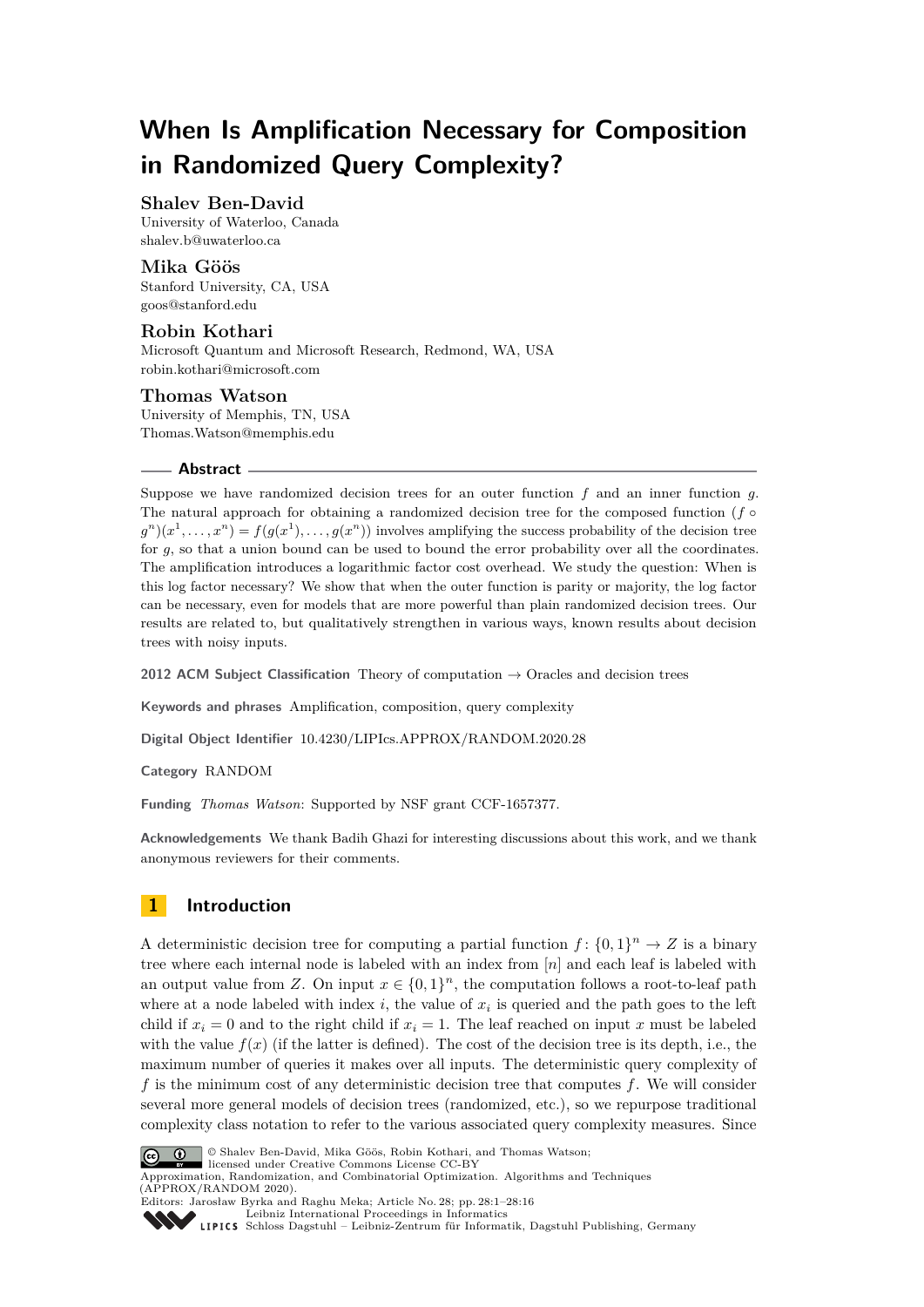# When Is Amplification Necessary for Composition in Randomized Query Complexity?

**Shalev Ben-David**
University of Waterloo, Canada
shalev.b@uwaterloo.ca

**Mika Göös**
Stanford University, CA, USA
goos@stanford.edu

**Robin Kothari**
Microsoft Quantum and Microsoft Research, Redmond, WA, USA
robin.kothari@microsoft.com

**Thomas Watson**
University of Memphis, TN, USA
Thomas.Watson@memphis.edu

## Abstract

Suppose we have randomized decision trees for an outer function $f$ and an inner function $g$. The natural approach for obtaining a randomized decision tree for the composed function $(f \circ g^n)(x^1, \ldots, x^n) = f(g(x^1), \ldots, g(x^n))$ involves amplifying the success probability of the decision tree for $g$, so that a union bound can be used to bound the error probability over all the coordinates. The amplification introduces a logarithmic factor cost overhead. We study the question: When is this log factor necessary? We show that when the outer function is parity or majority, the log factor can be necessary, even for models that are more powerful than plain randomized decision trees. Our results are related to, but qualitatively strengthen in various ways, known results about decision trees with noisy inputs.

**2012 ACM Subject Classification** Theory of computation → Oracles and decision trees

**Keywords and phrases** Amplification, composition, query complexity

**Digital Object Identifier** 10.4230/LIPIcs.APPROX/RANDOM.2020.28

**Category** RANDOM

**Funding** *Thomas Watson*: Supported by NSF grant CCF-1657377.

**Acknowledgements** We thank Badih Ghazi for interesting discussions about this work, and we thank anonymous reviewers for their comments.

## 1 Introduction

A deterministic decision tree for computing a partial function $f : \{0,1\}^n \to Z$ is a binary tree where each internal node is labeled with an index from $[n]$ and each leaf is labeled with an output value from $Z$. On input $x \in \{0,1\}^n$, the computation follows a root-to-leaf path where at a node labeled with index $i$, the value of $x_i$ is queried and the path goes to the left child if $x_i = 0$ and to the right child if $x_i = 1$. The leaf reached on input $x$ must be labeled with the value $f(x)$ (if the latter is defined). The cost of the decision tree is its depth, i.e., the maximum number of queries it makes over all inputs. The deterministic query complexity of $f$ is the minimum cost of any deterministic decision tree that computes $f$. We will consider several more general models of decision trees (randomized, etc.), so we repurpose traditional complexity class notation to refer to the various associated query complexity measures. Since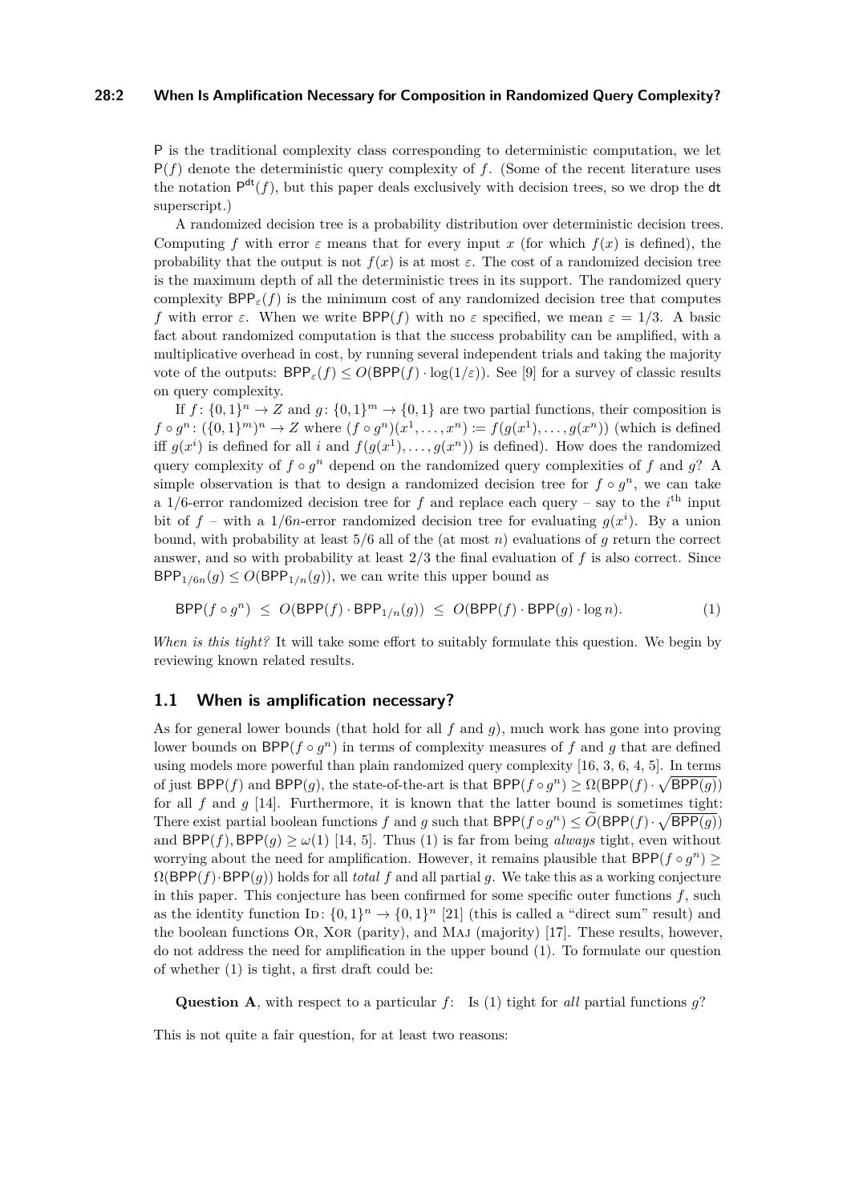P is the traditional complexity class corresponding to deterministic computation, we let $\mathsf{P}(f)$ denote the deterministic query complexity of $f$. (Some of the recent literature uses the notation $\mathsf{P}^{\mathsf{dt}}(f)$, but this paper deals exclusively with decision trees, so we drop the dt superscript.)

A randomized decision tree is a probability distribution over deterministic decision trees. Computing $f$ with error $\varepsilon$ means that for every input $x$ (for which $f(x)$ is defined), the probability that the output is not $f(x)$ is at most $\varepsilon$. The cost of a randomized decision tree is the maximum depth of all the deterministic trees in its support. The randomized query complexity $\mathsf{BPP}_\varepsilon(f)$ is the minimum cost of any randomized decision tree that computes $f$ with error $\varepsilon$. When we write $\mathsf{BPP}(f)$ with no $\varepsilon$ specified, we mean $\varepsilon = 1/3$. A basic fact about randomized computation is that the success probability can be amplified, with a multiplicative overhead in cost, by running several independent trials and taking the majority vote of the outputs: $\mathsf{BPP}_\varepsilon(f) \leq O(\mathsf{BPP}(f) \cdot \log(1/\varepsilon))$. See [9] for a survey of classic results on query complexity.

If $f\colon \{0,1\}^n \to Z$ and $g\colon \{0,1\}^m \to \{0,1\}$ are two partial functions, their composition is $f \circ g^n \colon (\{0,1\}^m)^n \to Z$ where $(f \circ g^n)(x^1, \ldots, x^n) \coloneqq f(g(x^1), \ldots, g(x^n))$ (which is defined iff $g(x^i)$ is defined for all $i$ and $f(g(x^1), \ldots, g(x^n))$ is defined). How does the randomized query complexity of $f \circ g^n$ depend on the randomized query complexities of $f$ and $g$? A simple observation is that to design a randomized decision tree for $f \circ g^n$, we can take a 1/6-error randomized decision tree for $f$ and replace each query – say to the $i^{\text{th}}$ input bit of $f$ – with a $1/6n$-error randomized decision tree for evaluating $g(x^i)$. By a union bound, with probability at least 5/6 all of the (at most $n$) evaluations of $g$ return the correct answer, and so with probability at least 2/3 the final evaluation of $f$ is also correct. Since $\mathsf{BPP}_{1/6n}(g) \leq O(\mathsf{BPP}_{1/n}(g))$, we can write this upper bound as

$$\mathsf{BPP}(f \circ g^n) \;\leq\; O(\mathsf{BPP}(f) \cdot \mathsf{BPP}_{1/n}(g)) \;\leq\; O(\mathsf{BPP}(f) \cdot \mathsf{BPP}(g) \cdot \log n). \tag{1}$$

*When is this tight?* It will take some effort to suitably formulate this question. We begin by reviewing known related results.

## 1.1 When is amplification necessary?

As for general lower bounds (that hold for all $f$ and $g$), much work has gone into proving lower bounds on $\mathsf{BPP}(f \circ g^n)$ in terms of complexity measures of $f$ and $g$ that are defined using models more powerful than plain randomized query complexity [16, 3, 6, 4, 5]. In terms of just $\mathsf{BPP}(f)$ and $\mathsf{BPP}(g)$, the state-of-the-art is that $\mathsf{BPP}(f \circ g^n) \geq \Omega(\mathsf{BPP}(f) \cdot \sqrt{\mathsf{BPP}(g)})$ for all $f$ and $g$ [14]. Furthermore, it is known that the latter bound is sometimes tight: There exist partial boolean functions $f$ and $g$ such that $\mathsf{BPP}(f \circ g^n) \leq \widetilde{O}(\mathsf{BPP}(f) \cdot \sqrt{\mathsf{BPP}(g)})$ and $\mathsf{BPP}(f), \mathsf{BPP}(g) \geq \omega(1)$ [14, 5]. Thus (1) is far from being *always* tight, even without worrying about the need for amplification. However, it remains plausible that $\mathsf{BPP}(f \circ g^n) \geq \Omega(\mathsf{BPP}(f) \cdot \mathsf{BPP}(g))$ holds for all *total* $f$ and all partial $g$. We take this as a working conjecture in this paper. This conjecture has been confirmed for some specific outer functions $f$, such as the identity function $\textsc{Id}\colon \{0,1\}^n \to \{0,1\}^n$ [21] (this is called a "direct sum" result) and the boolean functions $\textsc{Or}$, $\textsc{Xor}$ (parity), and $\textsc{Maj}$ (majority) [17]. These results, however, do not address the need for amplification in the upper bound (1). To formulate our question of whether (1) is tight, a first draft could be:

**Question A**, with respect to a particular $f$: Is (1) tight for *all* partial functions $g$?

This is not quite a fair question, for at least two reasons: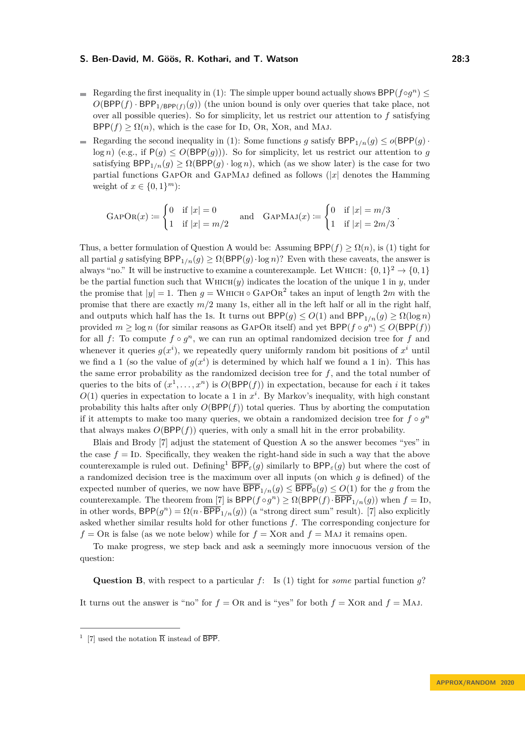- Regarding the first inequality in (1): The simple upper bound actually shows $\mathsf{BPP}(f \circ g^n) \leq O(\mathsf{BPP}(f) \cdot \mathsf{BPP}_{1/\mathsf{BPP}(f)}(g))$ (the union bound is only over queries that take place, not over all possible queries). So for simplicity, let us restrict our attention to $f$ satisfying $\mathsf{BPP}(f) \geq \Omega(n)$, which is the case for Id, Or, Xor, and Maj.
- Regarding the second inequality in (1): Some functions $g$ satisfy $\mathsf{BPP}_{1/n}(g) \leq o(\mathsf{BPP}(g) \cdot \log n)$ (e.g., if $\mathsf{P}(g) \leq O(\mathsf{BPP}(g))$). So for simplicity, let us restrict our attention to $g$ satisfying $\mathsf{BPP}_{1/n}(g) \geq \Omega(\mathsf{BPP}(g) \cdot \log n)$, which (as we show later) is the case for two partial functions GapOr and GapMaj defined as follows ($|x|$ denotes the Hamming weight of $x \in \{0,1\}^m$):

$$\textsc{GapOr}(x) \coloneqq \begin{cases} 0 & \text{if } |x| = 0 \\ 1 & \text{if } |x| = m/2 \end{cases} \quad \text{and} \quad \textsc{GapMaj}(x) \coloneqq \begin{cases} 0 & \text{if } |x| = m/3 \\ 1 & \text{if } |x| = 2m/3 \end{cases}.$$

Thus, a better formulation of Question A would be: Assuming $\mathsf{BPP}(f) \geq \Omega(n)$, is (1) tight for all partial $g$ satisfying $\mathsf{BPP}_{1/n}(g) \geq \Omega(\mathsf{BPP}(g) \cdot \log n)$? Even with these caveats, the answer is always "no." It will be instructive to examine a counterexample. Let $\textsc{Which}\colon \{0,1\}^2 \to \{0,1\}$ be the partial function such that $\textsc{Which}(y)$ indicates the location of the unique 1 in $y$, under the promise that $|y| = 1$. Then $g = \textsc{Which} \circ \textsc{GapOr}^2$ takes an input of length $2m$ with the promise that there are exactly $m/2$ many 1s, either all in the left half or all in the right half, and outputs which half has the 1s. It turns out $\mathsf{BPP}(g) \leq O(1)$ and $\mathsf{BPP}_{1/n}(g) \geq \Omega(\log n)$ provided $m \geq \log n$ (for similar reasons as GapOr itself) and yet $\mathsf{BPP}(f \circ g^n) \leq O(\mathsf{BPP}(f))$ for all $f$: To compute $f \circ g^n$, we can run an optimal randomized decision tree for $f$ and whenever it queries $g(x^i)$, we repeatedly query uniformly random bit positions of $x^i$ until we find a 1 (so the value of $g(x^i)$ is determined by which half we found a 1 in). This has the same error probability as the randomized decision tree for $f$, and the total number of queries to the bits of $(x^1, \ldots, x^n)$ is $O(\mathsf{BPP}(f))$ in expectation, because for each $i$ it takes $O(1)$ queries in expectation to locate a 1 in $x^i$. By Markov's inequality, with high constant probability this halts after only $O(\mathsf{BPP}(f))$ total queries. Thus by aborting the computation if it attempts to make too many queries, we obtain a randomized decision tree for $f \circ g^n$ that always makes $O(\mathsf{BPP}(f))$ queries, with only a small hit in the error probability.

Blais and Brody [7] adjust the statement of Question A so the answer becomes "yes" in the case $f = \textsc{Id}$. Specifically, they weaken the right-hand side in such a way that the above counterexample is ruled out. Defining[1] $\overline{\mathsf{BPP}}_\varepsilon(g)$ similarly to $\mathsf{BPP}_\varepsilon(g)$ but where the cost of a randomized decision tree is the maximum over all inputs (on which $g$ is defined) of the expected number of queries, we now have $\overline{\mathsf{BPP}}_{1/n}(g) \leq \overline{\mathsf{BPP}}_0(g) \leq O(1)$ for the $g$ from the counterexample. The theorem from [7] is $\mathsf{BPP}(f \circ g^n) \geq \Omega(\mathsf{BPP}(f) \cdot \overline{\mathsf{BPP}}_{1/n}(g))$ when $f = \textsc{Id}$, in other words, $\mathsf{BPP}(g^n) = \Omega(n \cdot \overline{\mathsf{BPP}}_{1/n}(g))$ (a "strong direct sum" result). [7] also explicitly asked whether similar results hold for other functions $f$. The corresponding conjecture for $f = \textsc{Or}$ is false (as we note below) while for $f = \textsc{Xor}$ and $f = \textsc{Maj}$ it remains open.

To make progress, we step back and ask a seemingly more innocuous version of the question:

**Question B**, with respect to a particular $f$: Is (1) tight for *some* partial function $g$?

It turns out the answer is "no" for $f = \textsc{Or}$ and is "yes" for both $f = \textsc{Xor}$ and $f = \textsc{Maj}$.

---

[1] [7] used the notation $\overline{\mathrm{R}}$ instead of $\overline{\mathsf{BPP}}$.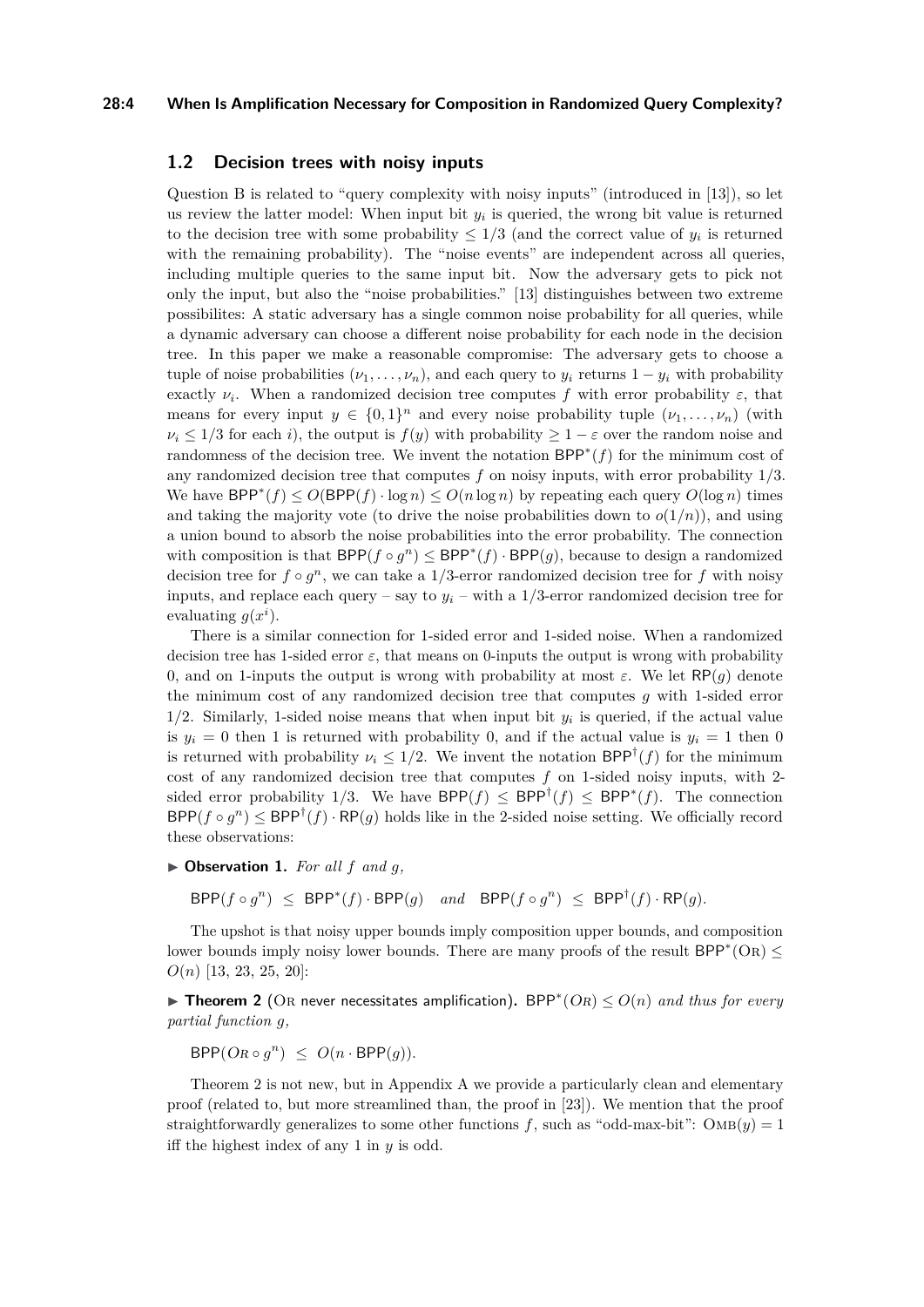## 1.2 Decision trees with noisy inputs

Question B is related to "query complexity with noisy inputs" (introduced in [13]), so let us review the latter model: When input bit $y_i$ is queried, the wrong bit value is returned to the decision tree with some probability $\leq 1/3$ (and the correct value of $y_i$ is returned with the remaining probability). The "noise events" are independent across all queries, including multiple queries to the same input bit. Now the adversary gets to pick not only the input, but also the "noise probabilities." [13] distinguishes between two extreme possibilites: A static adversary has a single common noise probability for all queries, while a dynamic adversary can choose a different noise probability for each node in the decision tree. In this paper we make a reasonable compromise: The adversary gets to choose a tuple of noise probabilities $(\nu_1, \ldots, \nu_n)$, and each query to $y_i$ returns $1 - y_i$ with probability exactly $\nu_i$. When a randomized decision tree computes $f$ with error probability $\varepsilon$, that means for every input $y \in \{0,1\}^n$ and every noise probability tuple $(\nu_1, \ldots, \nu_n)$ (with $\nu_i \leq 1/3$ for each $i$), the output is $f(y)$ with probability $\geq 1 - \varepsilon$ over the random noise and randomness of the decision tree. We invent the notation $\mathsf{BPP}^*(f)$ for the minimum cost of any randomized decision tree that computes $f$ on noisy inputs, with error probability $1/3$. We have $\mathsf{BPP}^*(f) \leq O(\mathsf{BPP}(f) \cdot \log n) \leq O(n \log n)$ by repeating each query $O(\log n)$ times and taking the majority vote (to drive the noise probabilities down to $o(1/n)$), and using a union bound to absorb the noise probabilities into the error probability. The connection with composition is that $\mathsf{BPP}(f \circ g^n) \leq \mathsf{BPP}^*(f) \cdot \mathsf{BPP}(g)$, because to design a randomized decision tree for $f \circ g^n$, we can take a $1/3$-error randomized decision tree for $f$ with noisy inputs, and replace each query – say to $y_i$ – with a $1/3$-error randomized decision tree for evaluating $g(x^i)$.

There is a similar connection for 1-sided error and 1-sided noise. When a randomized decision tree has 1-sided error $\varepsilon$, that means on 0-inputs the output is wrong with probability 0, and on 1-inputs the output is wrong with probability at most $\varepsilon$. We let $\mathsf{RP}(g)$ denote the minimum cost of any randomized decision tree that computes $g$ with 1-sided error $1/2$. Similarly, 1-sided noise means that when input bit $y_i$ is queried, if the actual value is $y_i = 0$ then 1 is returned with probability 0, and if the actual value is $y_i = 1$ then 0 is returned with probability $\nu_i \leq 1/2$. We invent the notation $\mathsf{BPP}^\dagger(f)$ for the minimum cost of any randomized decision tree that computes $f$ on 1-sided noisy inputs, with 2-sided error probability $1/3$. We have $\mathsf{BPP}(f) \leq \mathsf{BPP}^\dagger(f) \leq \mathsf{BPP}^*(f)$. The connection $\mathsf{BPP}(f \circ g^n) \leq \mathsf{BPP}^\dagger(f) \cdot \mathsf{RP}(g)$ holds like in the 2-sided noise setting. We officially record these observations:

▶ **Observation 1.** *For all $f$ and $g$,*

$$\mathsf{BPP}(f \circ g^n) \;\leq\; \mathsf{BPP}^*(f) \cdot \mathsf{BPP}(g) \quad \textit{and} \quad \mathsf{BPP}(f \circ g^n) \;\leq\; \mathsf{BPP}^\dagger(f) \cdot \mathsf{RP}(g).$$

The upshot is that noisy upper bounds imply composition upper bounds, and composition lower bounds imply noisy lower bounds. There are many proofs of the result $\mathsf{BPP}^*(\textsc{Or}) \leq O(n)$ [13, 23, 25, 20]:

▶ **Theorem 2** (Or never necessitates amplification). $\mathsf{BPP}^*(\textsc{Or}) \leq O(n)$ *and thus for every partial function $g$,*

$$\mathsf{BPP}(\textsc{Or} \circ g^n) \;\leq\; O(n \cdot \mathsf{BPP}(g)).$$

Theorem 2 is not new, but in Appendix A we provide a particularly clean and elementary proof (related to, but more streamlined than, the proof in [23]). We mention that the proof straightforwardly generalizes to some other functions $f$, such as "odd-max-bit": $\textsc{Omb}(y) = 1$ iff the highest index of any 1 in $y$ is odd.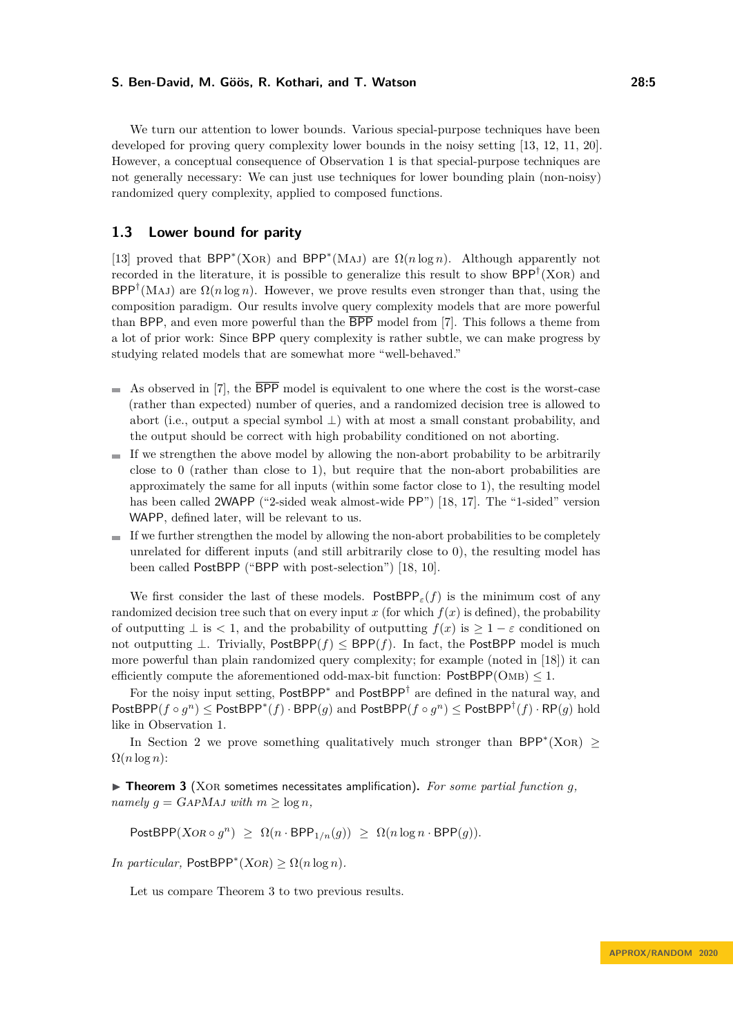We turn our attention to lower bounds. Various special-purpose techniques have been developed for proving query complexity lower bounds in the noisy setting [13, 12, 11, 20]. However, a conceptual consequence of Observation 1 is that special-purpose techniques are not generally necessary: We can just use techniques for lower bounding plain (non-noisy) randomized query complexity, applied to composed functions.

## 1.3 Lower bound for parity

[13] proved that $\mathsf{BPP}^*(\textsc{Xor})$ and $\mathsf{BPP}^*(\textsc{Maj})$ are $\Omega(n \log n)$. Although apparently not recorded in the literature, it is possible to generalize this result to show $\mathsf{BPP}^\dagger(\textsc{Xor})$ and $\mathsf{BPP}^\dagger(\textsc{Maj})$ are $\Omega(n \log n)$. However, we prove results even stronger than that, using the composition paradigm. Our results involve query complexity models that are more powerful than $\mathsf{BPP}$, and even more powerful than the $\overline{\mathsf{BPP}}$ model from [7]. This follows a theme from a lot of prior work: Since $\mathsf{BPP}$ query complexity is rather subtle, we can make progress by studying related models that are somewhat more "well-behaved."

- As observed in [7], the $\overline{\mathsf{BPP}}$ model is equivalent to one where the cost is the worst-case (rather than expected) number of queries, and a randomized decision tree is allowed to abort (i.e., output a special symbol $\perp$) with at most a small constant probability, and the output should be correct with high probability conditioned on not aborting.
- If we strengthen the above model by allowing the non-abort probability to be arbitrarily close to 0 (rather than close to 1), but require that the non-abort probabilities are approximately the same for all inputs (within some factor close to 1), the resulting model has been called $\mathsf{2WAPP}$ ("2-sided weak almost-wide PP") [18, 17]. The "1-sided" version $\mathsf{WAPP}$, defined later, will be relevant to us.
- If we further strengthen the model by allowing the non-abort probabilities to be completely unrelated for different inputs (and still arbitrarily close to 0), the resulting model has been called $\mathsf{PostBPP}$ ("BPP with post-selection") [18, 10].

We first consider the last of these models. $\mathsf{PostBPP}_\varepsilon(f)$ is the minimum cost of any randomized decision tree such that on every input $x$ (for which $f(x)$ is defined), the probability of outputting $\perp$ is $< 1$, and the probability of outputting $f(x)$ is $\geq 1 - \varepsilon$ conditioned on not outputting $\perp$. Trivially, $\mathsf{PostBPP}(f) \leq \mathsf{BPP}(f)$. In fact, the $\mathsf{PostBPP}$ model is much more powerful than plain randomized query complexity; for example (noted in [18]) it can efficiently compute the aforementioned odd-max-bit function: $\mathsf{PostBPP}(\textsc{Omb}) \leq 1$.

For the noisy input setting, $\mathsf{PostBPP}^*$ and $\mathsf{PostBPP}^\dagger$ are defined in the natural way, and $\mathsf{PostBPP}(f \circ g^n) \leq \mathsf{PostBPP}^*(f) \cdot \mathsf{BPP}(g)$ and $\mathsf{PostBPP}(f \circ g^n) \leq \mathsf{PostBPP}^\dagger(f) \cdot \mathsf{RP}(g)$ hold like in Observation 1.

In Section 2 we prove something qualitatively much stronger than $\mathsf{BPP}^*(\textsc{Xor}) \geq \Omega(n \log n)$:

**▶ Theorem 3** ($\textsc{Xor}$ **sometimes necessitates amplification**)**.** *For some partial function $g$, namely $g = \textsc{GapMaj}$ with $m \geq \log n$,*

$$\mathsf{PostBPP}(\textsc{Xor} \circ g^n) \;\geq\; \Omega(n \cdot \mathsf{BPP}_{1/n}(g)) \;\geq\; \Omega(n \log n \cdot \mathsf{BPP}(g)).$$

*In particular,* $\mathsf{PostBPP}^*(\textsc{Xor}) \geq \Omega(n \log n)$.

Let us compare Theorem 3 to two previous results.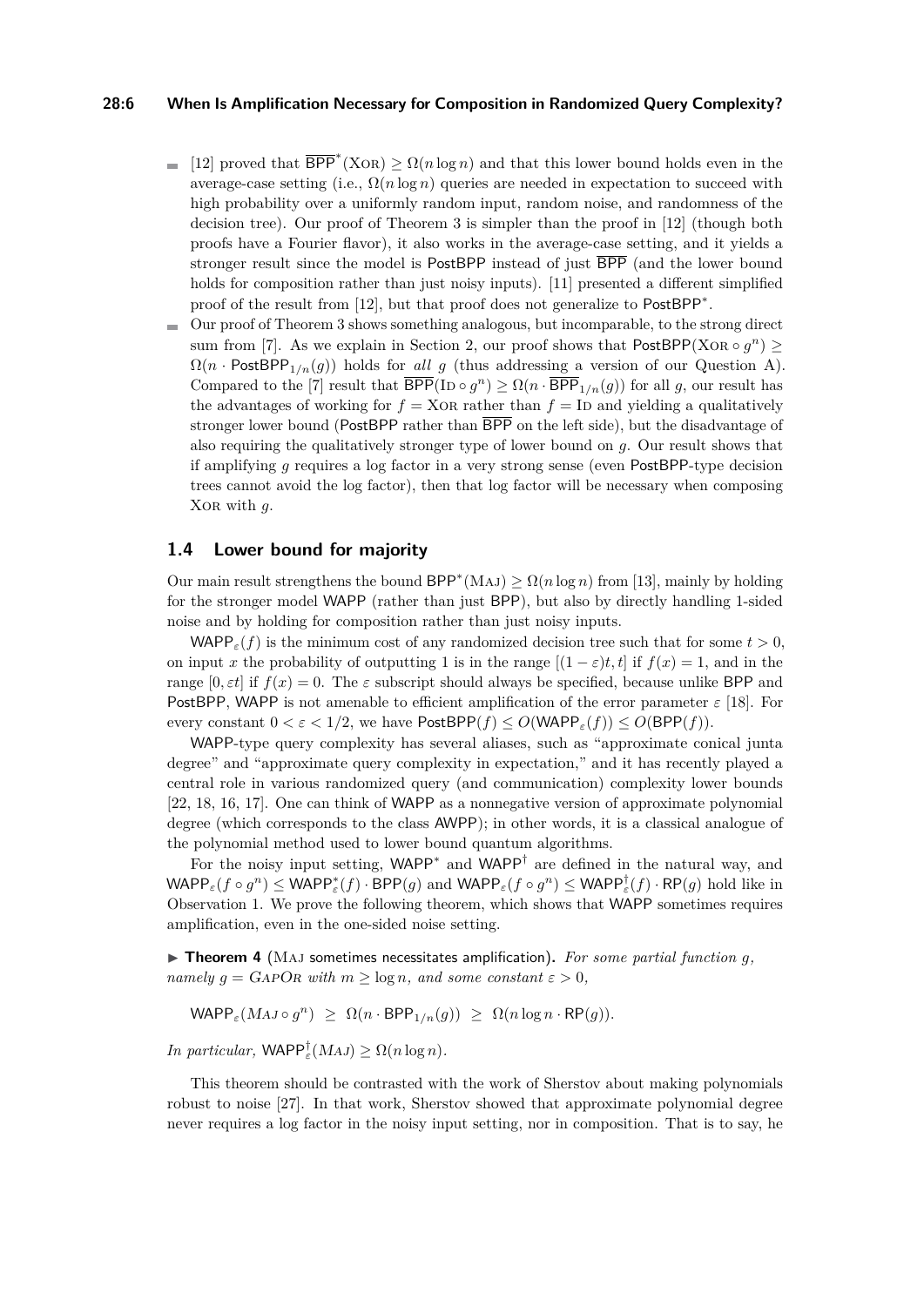- [12] proved that $\overline{\mathsf{BPP}}^*(\textsc{Xor}) \geq \Omega(n \log n)$ and that this lower bound holds even in the average-case setting (i.e., $\Omega(n \log n)$ queries are needed in expectation to succeed with high probability over a uniformly random input, random noise, and randomness of the decision tree). Our proof of Theorem 3 is simpler than the proof in [12] (though both proofs have a Fourier flavor), it also works in the average-case setting, and it yields a stronger result since the model is $\mathsf{PostBPP}$ instead of just $\overline{\mathsf{BPP}}$ (and the lower bound holds for composition rather than just noisy inputs). [11] presented a different simplified proof of the result from [12], but that proof does not generalize to $\mathsf{PostBPP}^*$.
- Our proof of Theorem 3 shows something analogous, but incomparable, to the strong direct sum from [7]. As we explain in Section 2, our proof shows that $\mathsf{PostBPP}(\textsc{Xor} \circ g^n) \geq \Omega(n \cdot \mathsf{PostBPP}_{1/n}(g))$ holds for *all* $g$ (thus addressing a version of our Question A). Compared to the [7] result that $\overline{\mathsf{BPP}}(\textsc{Id} \circ g^n) \geq \Omega(n \cdot \overline{\mathsf{BPP}}_{1/n}(g))$ for all $g$, our result has the advantages of working for $f = \textsc{Xor}$ rather than $f = \textsc{Id}$ and yielding a qualitatively stronger lower bound ($\mathsf{PostBPP}$ rather than $\overline{\mathsf{BPP}}$ on the left side), but the disadvantage of also requiring the qualitatively stronger type of lower bound on $g$. Our result shows that if amplifying $g$ requires a log factor in a very strong sense (even $\mathsf{PostBPP}$-type decision trees cannot avoid the log factor), then that log factor will be necessary when composing $\textsc{Xor}$ with $g$.

## 1.4 Lower bound for majority

Our main result strengthens the bound $\mathsf{BPP}^*(\textsc{Maj}) \geq \Omega(n \log n)$ from [13], mainly by holding for the stronger model $\mathsf{WAPP}$ (rather than just $\mathsf{BPP}$), but also by directly handling 1-sided noise and by holding for composition rather than just noisy inputs.

$\mathsf{WAPP}_\varepsilon(f)$ is the minimum cost of any randomized decision tree such that for some $t > 0$, on input $x$ the probability of outputting 1 is in the range $[(1-\varepsilon)t, t]$ if $f(x) = 1$, and in the range $[0, \varepsilon t]$ if $f(x) = 0$. The $\varepsilon$ subscript should always be specified, because unlike $\mathsf{BPP}$ and $\mathsf{PostBPP}$, $\mathsf{WAPP}$ is not amenable to efficient amplification of the error parameter $\varepsilon$ [18]. For every constant $0 < \varepsilon < 1/2$, we have $\mathsf{PostBPP}(f) \leq O(\mathsf{WAPP}_\varepsilon(f)) \leq O(\mathsf{BPP}(f))$.

$\mathsf{WAPP}$-type query complexity has several aliases, such as "approximate conical junta degree" and "approximate query complexity in expectation," and it has recently played a central role in various randomized query (and communication) complexity lower bounds [22, 18, 16, 17]. One can think of $\mathsf{WAPP}$ as a nonnegative version of approximate polynomial degree (which corresponds to the class $\mathsf{AWPP}$); in other words, it is a classical analogue of the polynomial method used to lower bound quantum algorithms.

For the noisy input setting, $\mathsf{WAPP}^*$ and $\mathsf{WAPP}^\dagger$ are defined in the natural way, and $\mathsf{WAPP}_\varepsilon(f \circ g^n) \leq \mathsf{WAPP}^*_\varepsilon(f) \cdot \mathsf{BPP}(g)$ and $\mathsf{WAPP}_\varepsilon(f \circ g^n) \leq \mathsf{WAPP}^\dagger_\varepsilon(f) \cdot \mathsf{RP}(g)$ hold like in Observation 1. We prove the following theorem, which shows that $\mathsf{WAPP}$ sometimes requires amplification, even in the one-sided noise setting.

▶ **Theorem 4** ($\textsc{Maj}$ sometimes necessitates amplification)**.** *For some partial function $g$, namely $g = \textsc{GapOr}$ with $m \geq \log n$, and some constant $\varepsilon > 0$,*

$$\mathsf{WAPP}_\varepsilon(\textsc{Maj} \circ g^n) \;\geq\; \Omega(n \cdot \mathsf{BPP}_{1/n}(g)) \;\geq\; \Omega(n \log n \cdot \mathsf{RP}(g)).$$

*In particular,* $\mathsf{WAPP}^\dagger_\varepsilon(\textsc{Maj}) \geq \Omega(n \log n)$.

This theorem should be contrasted with the work of Sherstov about making polynomials robust to noise [27]. In that work, Sherstov showed that approximate polynomial degree never requires a log factor in the noisy input setting, nor in composition. That is to say, he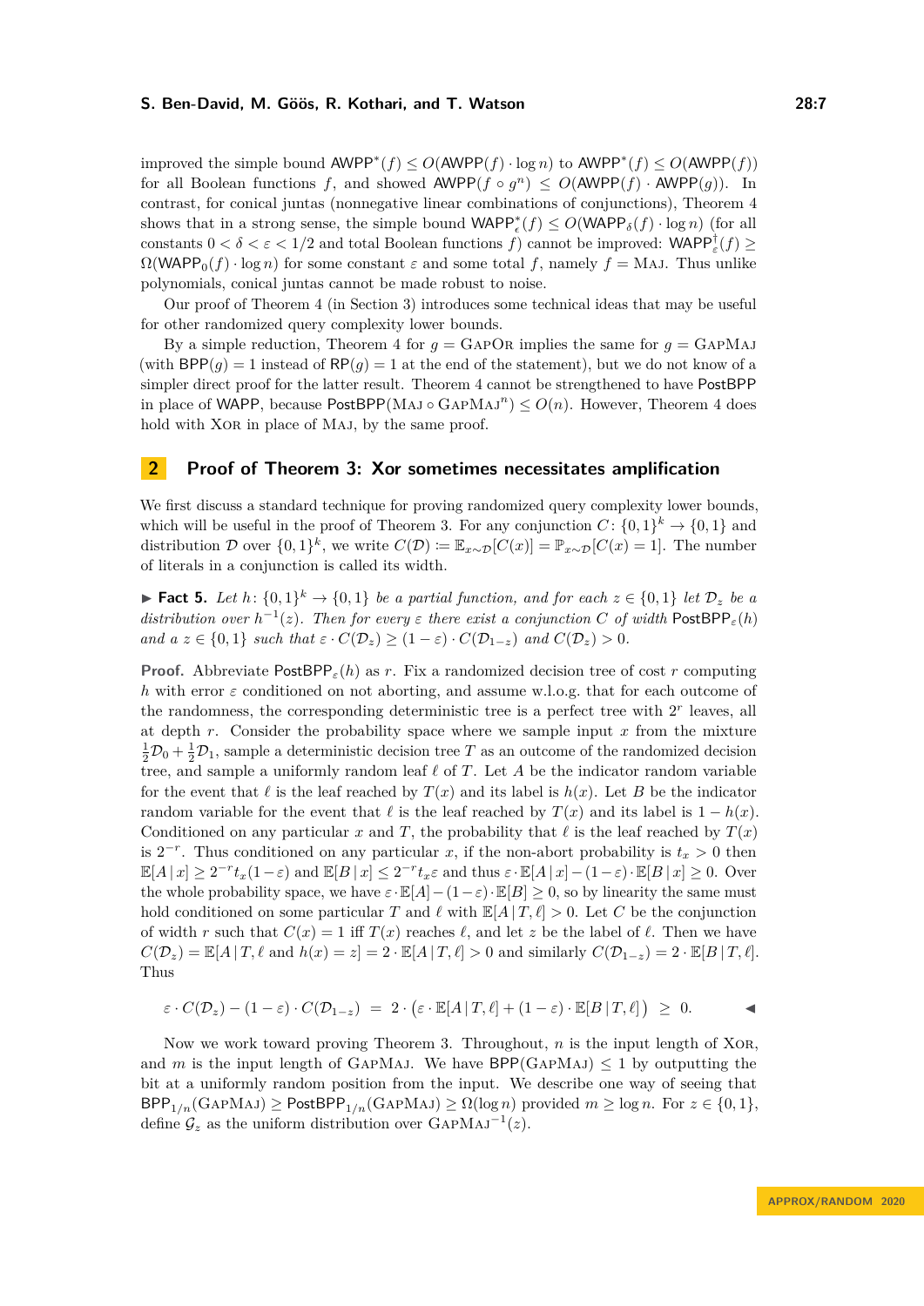improved the simple bound $\mathsf{AWPP}^*(f) \leq O(\mathsf{AWPP}(f) \cdot \log n)$ to $\mathsf{AWPP}^*(f) \leq O(\mathsf{AWPP}(f))$ for all Boolean functions $f$, and showed $\mathsf{AWPP}(f \circ g^n) \leq O(\mathsf{AWPP}(f) \cdot \mathsf{AWPP}(g))$. In contrast, for conical juntas (nonnegative linear combinations of conjunctions), Theorem 4 shows that in a strong sense, the simple bound $\mathsf{WAPP}^*_\epsilon(f) \leq O(\mathsf{WAPP}_\delta(f) \cdot \log n)$ (for all constants $0 < \delta < \varepsilon < 1/2$ and total Boolean functions $f$) cannot be improved: $\mathsf{WAPP}^\dagger_\varepsilon(f) \geq \Omega(\mathsf{WAPP}_0(f) \cdot \log n)$ for some constant $\varepsilon$ and some total $f$, namely $f = \text{MAJ}$. Thus unlike polynomials, conical juntas cannot be made robust to noise.

Our proof of Theorem 4 (in Section 3) introduces some technical ideas that may be useful for other randomized query complexity lower bounds.

By a simple reduction, Theorem 4 for $g = \text{GAPOR}$ implies the same for $g = \text{GAPMAJ}$ (with $\mathsf{BPP}(g) = 1$ instead of $\mathsf{RP}(g) = 1$ at the end of the statement), but we do not know of a simpler direct proof for the latter result. Theorem 4 cannot be strengthened to have $\mathsf{PostBPP}$ in place of $\mathsf{WAPP}$, because $\mathsf{PostBPP}(\text{MAJ} \circ \text{GAPMAJ}^n) \leq O(n)$. However, Theorem 4 does hold with XOR in place of MAJ, by the same proof.

## 2 Proof of Theorem 3: Xor sometimes necessitates amplification

We first discuss a standard technique for proving randomized query complexity lower bounds, which will be useful in the proof of Theorem 3. For any conjunction $C\colon \{0,1\}^k \to \{0,1\}$ and distribution $\mathcal{D}$ over $\{0,1\}^k$, we write $C(\mathcal{D}) \coloneqq \mathbb{E}_{x\sim\mathcal{D}}[C(x)] = \mathbb{P}_{x\sim\mathcal{D}}[C(x) = 1]$. The number of literals in a conjunction is called its width.

► **Fact 5.** *Let $h\colon \{0,1\}^k \to \{0,1\}$ be a partial function, and for each $z \in \{0,1\}$ let $\mathcal{D}_z$ be a distribution over $h^{-1}(z)$. Then for every $\varepsilon$ there exist a conjunction $C$ of width $\mathsf{PostBPP}_\varepsilon(h)$ and a $z \in \{0,1\}$ such that $\varepsilon \cdot C(\mathcal{D}_z) \geq (1-\varepsilon) \cdot C(\mathcal{D}_{1-z})$ and $C(\mathcal{D}_z) > 0$.*

**Proof.** Abbreviate $\mathsf{PostBPP}_\varepsilon(h)$ as $r$. Fix a randomized decision tree of cost $r$ computing $h$ with error $\varepsilon$ conditioned on not aborting, and assume w.l.o.g. that for each outcome of the randomness, the corresponding deterministic tree is a perfect tree with $2^r$ leaves, all at depth $r$. Consider the probability space where we sample input $x$ from the mixture $\frac{1}{2}\mathcal{D}_0 + \frac{1}{2}\mathcal{D}_1$, sample a deterministic decision tree $T$ as an outcome of the randomized decision tree, and sample a uniformly random leaf $\ell$ of $T$. Let $A$ be the indicator random variable for the event that $\ell$ is the leaf reached by $T(x)$ and its label is $h(x)$. Let $B$ be the indicator random variable for the event that $\ell$ is the leaf reached by $T(x)$ and its label is $1 - h(x)$. Conditioned on any particular $x$ and $T$, the probability that $\ell$ is the leaf reached by $T(x)$ is $2^{-r}$. Thus conditioned on any particular $x$, if the non-abort probability is $t_x > 0$ then $\mathbb{E}[A \mid x] \geq 2^{-r} t_x (1-\varepsilon)$ and $\mathbb{E}[B \mid x] \leq 2^{-r} t_x \varepsilon$ and thus $\varepsilon \cdot \mathbb{E}[A \mid x] - (1-\varepsilon) \cdot \mathbb{E}[B \mid x] \geq 0$. Over the whole probability space, we have $\varepsilon \cdot \mathbb{E}[A] - (1-\varepsilon) \cdot \mathbb{E}[B] \geq 0$, so by linearity the same must hold conditioned on some particular $T$ and $\ell$ with $\mathbb{E}[A \mid T, \ell] > 0$. Let $C$ be the conjunction of width $r$ such that $C(x) = 1$ iff $T(x)$ reaches $\ell$, and let $z$ be the label of $\ell$. Then we have $C(\mathcal{D}_z) = \mathbb{E}[A \mid T, \ell \text{ and } h(x) = z] = 2 \cdot \mathbb{E}[A \mid T, \ell] > 0$ and similarly $C(\mathcal{D}_{1-z}) = 2 \cdot \mathbb{E}[B \mid T, \ell]$. Thus

$$\varepsilon \cdot C(\mathcal{D}_z) - (1-\varepsilon) \cdot C(\mathcal{D}_{1-z}) \;=\; 2 \cdot \big(\varepsilon \cdot \mathbb{E}[A \mid T, \ell] + (1-\varepsilon) \cdot \mathbb{E}[B \mid T, \ell]\big) \;\geq\; 0. \qquad ◄$$

Now we work toward proving Theorem 3. Throughout, $n$ is the input length of XOR, and $m$ is the input length of GAPMAJ. We have $\mathsf{BPP}(\text{GAPMAJ}) \leq 1$ by outputting the bit at a uniformly random position from the input. We describe one way of seeing that $\mathsf{BPP}_{1/n}(\text{GAPMAJ}) \geq \mathsf{PostBPP}_{1/n}(\text{GAPMAJ}) \geq \Omega(\log n)$ provided $m \geq \log n$. For $z \in \{0,1\}$, define $\mathcal{G}_z$ as the uniform distribution over $\text{GAPMAJ}^{-1}(z)$.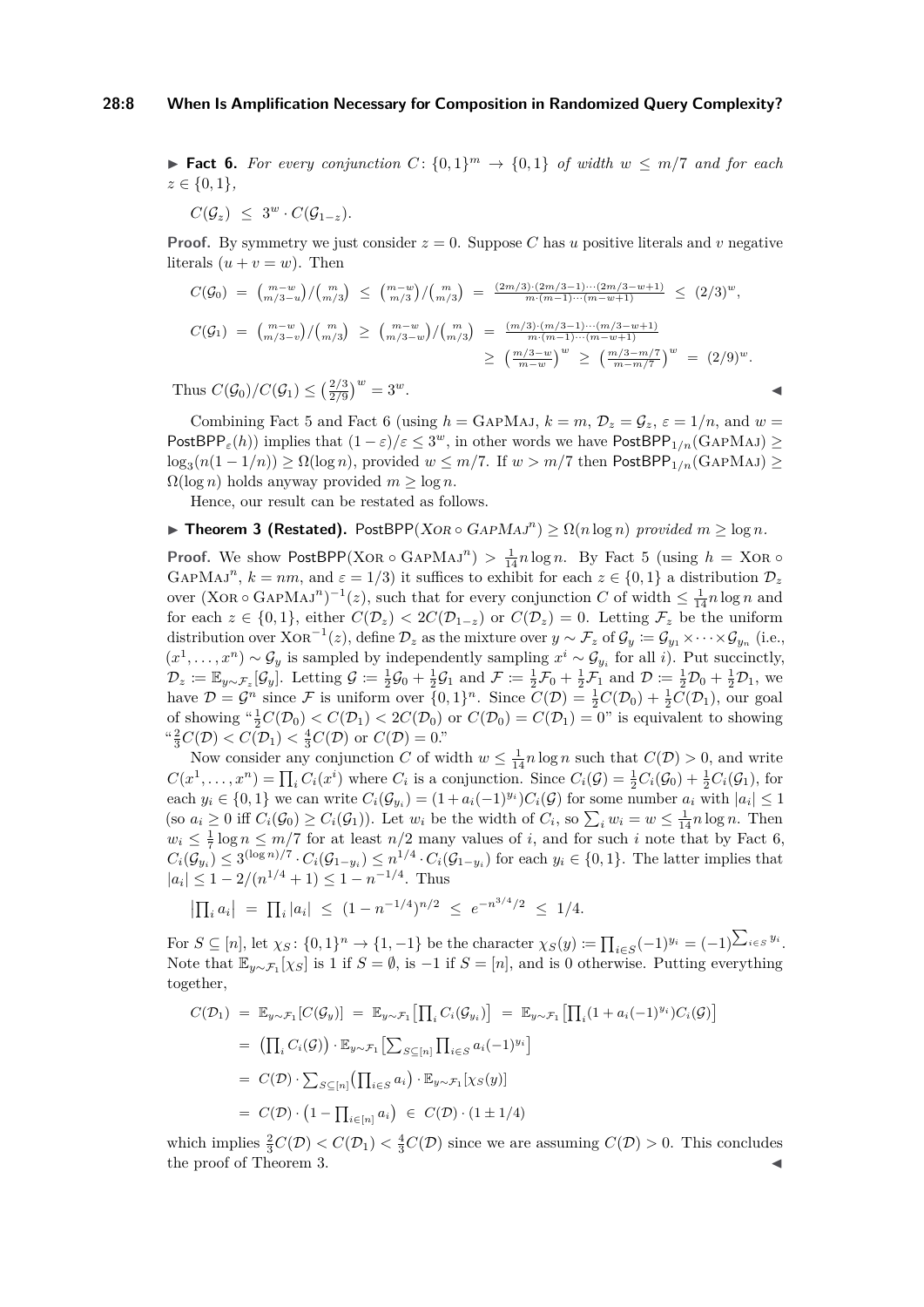▶ **Fact 6.** *For every conjunction $C\colon \{0,1\}^m \to \{0,1\}$ of width $w \le m/7$ and for each $z \in \{0,1\}$,*

$$C(\mathcal{G}_z) \;\le\; 3^w \cdot C(\mathcal{G}_{1-z}).$$

**Proof.** By symmetry we just consider $z = 0$. Suppose $C$ has $u$ positive literals and $v$ negative literals ($u + v = w$). Then

$$C(\mathcal{G}_0) \;=\; \binom{m-w}{m/3-u}\Big/\binom{m}{m/3} \;\le\; \binom{m-w}{m/3}\Big/\binom{m}{m/3} \;=\; \frac{(2m/3)\cdot(2m/3-1)\cdots(2m/3-w+1)}{m\cdot(m-1)\cdots(m-w+1)} \;\le\; (2/3)^w,$$

$$C(\mathcal{G}_1) \;=\; \binom{m-w}{m/3-v}\Big/\binom{m}{m/3} \;\ge\; \binom{m-w}{m/3-w}\Big/\binom{m}{m/3} \;=\; \frac{(m/3)\cdot(m/3-1)\cdots(m/3-w+1)}{m\cdot(m-1)\cdots(m-w+1)}$$
$$\ge\; \left(\frac{m/3-w}{m-w}\right)^w \;\ge\; \left(\frac{m/3-m/7}{m-m/7}\right)^w \;=\; (2/9)^w.$$

Thus $C(\mathcal{G}_0)/C(\mathcal{G}_1) \le \left(\frac{2/3}{2/9}\right)^w = 3^w$. ◀

Combining Fact 5 and Fact 6 (using $h = \text{GapMaj}$, $k = m$, $\mathcal{D}_z = \mathcal{G}_z$, $\varepsilon = 1/n$, and $w = \mathsf{PostBPP}_\varepsilon(h)$) implies that $(1-\varepsilon)/\varepsilon \le 3^w$, in other words we have $\mathsf{PostBPP}_{1/n}(\text{GapMaj}) \ge \log_3(n(1-1/n)) \ge \Omega(\log n)$, provided $w \le m/7$. If $w > m/7$ then $\mathsf{PostBPP}_{1/n}(\text{GapMaj}) \ge \Omega(\log n)$ holds anyway provided $m \ge \log n$.

Hence, our result can be restated as follows.

▶ **Theorem 3 (Restated).** $\mathsf{PostBPP}(\textit{Xor} \circ \textit{GapMaj}^n) \ge \Omega(n \log n)$ *provided* $m \ge \log n$.

**Proof.** We show $\mathsf{PostBPP}(\text{Xor} \circ \text{GapMaj}^n) > \frac{1}{14} n \log n$. By Fact 5 (using $h = \text{Xor} \circ \text{GapMaj}^n$, $k = nm$, and $\varepsilon = 1/3$) it suffices to exhibit for each $z \in \{0,1\}$ a distribution $\mathcal{D}_z$ over $(\text{Xor} \circ \text{GapMaj}^n)^{-1}(z)$, such that for every conjunction $C$ of width $\le \frac{1}{14} n \log n$ and for each $z \in \{0,1\}$, either $C(\mathcal{D}_z) < 2C(\mathcal{D}_{1-z})$ or $C(\mathcal{D}_z) = 0$. Letting $\mathcal{F}_z$ be the uniform distribution over $\text{Xor}^{-1}(z)$, define $\mathcal{D}_z$ as the mixture over $y \sim \mathcal{F}_z$ of $\mathcal{G}_y := \mathcal{G}_{y_1} \times \cdots \times \mathcal{G}_{y_n}$ (i.e., $(x^1, \ldots, x^n) \sim \mathcal{G}_y$ is sampled by independently sampling $x^i \sim \mathcal{G}_{y_i}$ for all $i$). Put succinctly, $\mathcal{D}_z := \mathbb{E}_{y \sim \mathcal{F}_z}[\mathcal{G}_y]$. Letting $\mathcal{G} := \frac{1}{2}\mathcal{G}_0 + \frac{1}{2}\mathcal{G}_1$ and $\mathcal{F} := \frac{1}{2}\mathcal{F}_0 + \frac{1}{2}\mathcal{F}_1$ and $\mathcal{D} := \frac{1}{2}\mathcal{D}_0 + \frac{1}{2}\mathcal{D}_1$, we have $\mathcal{D} = \mathcal{G}^n$ since $\mathcal{F}$ is uniform over $\{0,1\}^n$. Since $C(\mathcal{D}) = \frac{1}{2}C(\mathcal{D}_0) + \frac{1}{2}C(\mathcal{D}_1)$, our goal of showing "$\frac{1}{2}C(\mathcal{D}_0) < C(\mathcal{D}_1) < 2C(\mathcal{D}_0)$ or $C(\mathcal{D}_0) = C(\mathcal{D}_1) = 0$" is equivalent to showing "$\frac{2}{3}C(\mathcal{D}) < C(\mathcal{D}_1) < \frac{4}{3}C(\mathcal{D})$ or $C(\mathcal{D}) = 0$."

Now consider any conjunction $C$ of width $w \le \frac{1}{14} n \log n$ such that $C(\mathcal{D}) > 0$, and write $C(x^1, \ldots, x^n) = \prod_i C_i(x^i)$ where $C_i$ is a conjunction. Since $C_i(\mathcal{G}) = \frac{1}{2}C_i(\mathcal{G}_0) + \frac{1}{2}C_i(\mathcal{G}_1)$, for each $y_i \in \{0,1\}$ we can write $C_i(\mathcal{G}_{y_i}) = (1 + a_i(-1)^{y_i})C_i(\mathcal{G})$ for some number $a_i$ with $|a_i| \le 1$ (so $a_i \ge 0$ iff $C_i(\mathcal{G}_0) \ge C_i(\mathcal{G}_1)$). Let $w_i$ be the width of $C_i$, so $\sum_i w_i = w \le \frac{1}{14} n \log n$. Then $w_i \le \frac{1}{7} \log n \le m/7$ for at least $n/2$ many values of $i$, and for such $i$ note that by Fact 6, $C_i(\mathcal{G}_{y_i}) \le 3^{(\log n)/7} \cdot C_i(\mathcal{G}_{1-y_i}) \le n^{1/4} \cdot C_i(\mathcal{G}_{1-y_i})$ for each $y_i \in \{0,1\}$. The latter implies that $|a_i| \le 1 - 2/(n^{1/4}+1) \le 1 - n^{-1/4}$. Thus

$$\left|\textstyle\prod_i a_i\right| \;=\; \textstyle\prod_i |a_i| \;\le\; (1 - n^{-1/4})^{n/2} \;\le\; e^{-n^{3/4}/2} \;\le\; 1/4.$$

For $S \subseteq [n]$, let $\chi_S\colon \{0,1\}^n \to \{1,-1\}$ be the character $\chi_S(y) := \prod_{i \in S}(-1)^{y_i} = (-1)^{\sum_{i \in S} y_i}$. Note that $\mathbb{E}_{y \sim \mathcal{F}_1}[\chi_S]$ is 1 if $S = \emptyset$, is $-1$ if $S = [n]$, and is 0 otherwise. Putting everything together,

$$\begin{aligned}
C(\mathcal{D}_1) \;&=\; \mathbb{E}_{y \sim \mathcal{F}_1}[C(\mathcal{G}_y)] \;=\; \mathbb{E}_{y \sim \mathcal{F}_1}\big[\textstyle\prod_i C_i(\mathcal{G}_{y_i})\big] \;=\; \mathbb{E}_{y \sim \mathcal{F}_1}\big[\textstyle\prod_i (1 + a_i(-1)^{y_i})C_i(\mathcal{G})\big] \\
&=\; \big(\textstyle\prod_i C_i(\mathcal{G})\big) \cdot \mathbb{E}_{y \sim \mathcal{F}_1}\big[\textstyle\sum_{S \subseteq [n]} \prod_{i \in S} a_i(-1)^{y_i}\big] \\
&=\; C(\mathcal{D}) \cdot \textstyle\sum_{S \subseteq [n]} \big(\prod_{i \in S} a_i\big) \cdot \mathbb{E}_{y \sim \mathcal{F}_1}[\chi_S(y)] \\
&=\; C(\mathcal{D}) \cdot \big(1 - \textstyle\prod_{i \in [n]} a_i\big) \;\in\; C(\mathcal{D}) \cdot (1 \pm 1/4)
\end{aligned}$$

which implies $\frac{2}{3}C(\mathcal{D}) < C(\mathcal{D}_1) < \frac{4}{3}C(\mathcal{D})$ since we are assuming $C(\mathcal{D}) > 0$. This concludes the proof of Theorem 3. ◀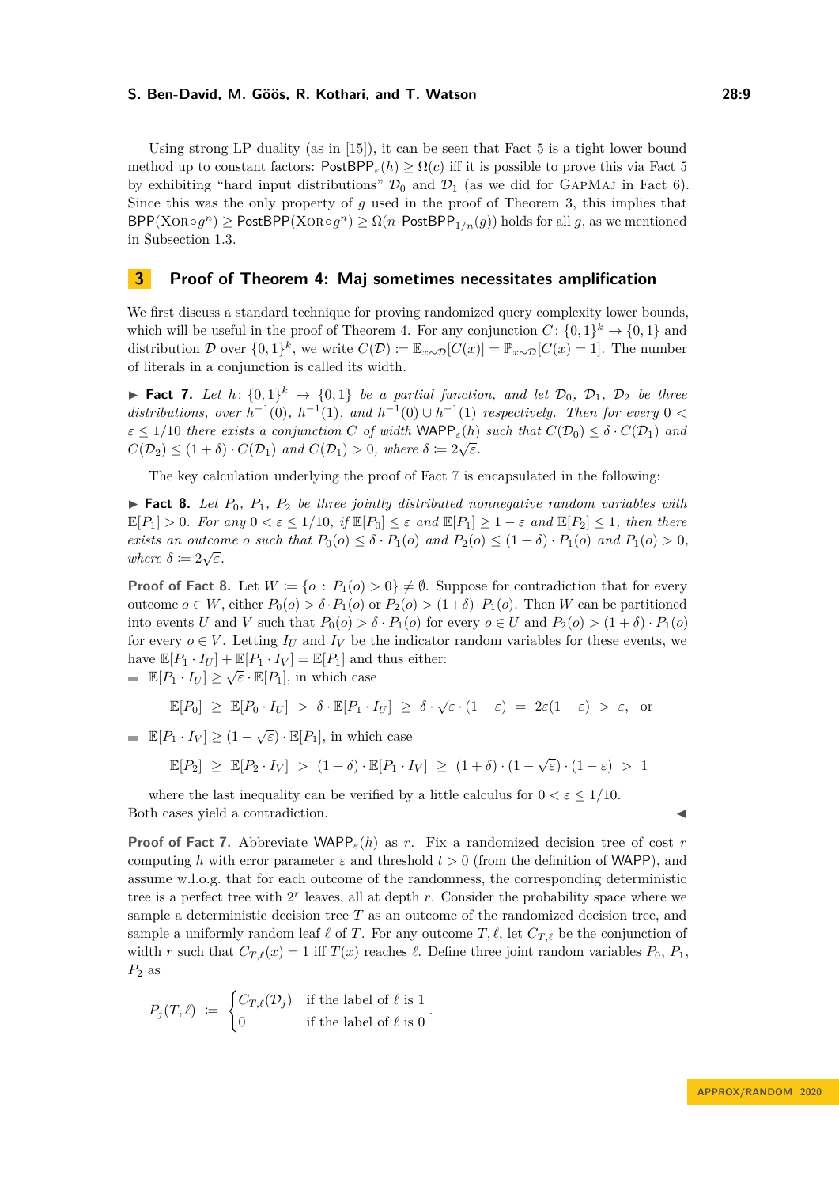Using strong LP duality (as in [15]), it can be seen that Fact 5 is a tight lower bound method up to constant factors: $\mathsf{PostBPP}_\varepsilon(h) \geq \Omega(c)$ iff it is possible to prove this via Fact 5 by exhibiting "hard input distributions" $\mathcal{D}_0$ and $\mathcal{D}_1$ (as we did for GapMaj in Fact 6). Since this was the only property of $g$ used in the proof of Theorem 3, this implies that $\mathsf{BPP}(\text{Xor}\circ g^n) \geq \mathsf{PostBPP}(\text{Xor}\circ g^n) \geq \Omega(n \cdot \mathsf{PostBPP}_{1/n}(g))$ holds for all $g$, as we mentioned in Subsection 1.3.

## 3 Proof of Theorem 4: Maj sometimes necessitates amplification

We first discuss a standard technique for proving randomized query complexity lower bounds, which will be useful in the proof of Theorem 4. For any conjunction $C\colon \{0,1\}^k \to \{0,1\}$ and distribution $\mathcal{D}$ over $\{0,1\}^k$, we write $C(\mathcal{D}) \coloneqq \mathbb{E}_{x\sim\mathcal{D}}[C(x)] = \mathbb{P}_{x\sim\mathcal{D}}[C(x)=1]$. The number of literals in a conjunction is called its width.

▶ **Fact 7.** *Let $h\colon \{0,1\}^k \to \{0,1\}$ be a partial function, and let $\mathcal{D}_0$, $\mathcal{D}_1$, $\mathcal{D}_2$ be three distributions, over $h^{-1}(0)$, $h^{-1}(1)$, and $h^{-1}(0)\cup h^{-1}(1)$ respectively. Then for every $0<\varepsilon\leq 1/10$ there exists a conjunction $C$ of width $\mathsf{WAPP}_\varepsilon(h)$ such that $C(\mathcal{D}_0) \leq \delta \cdot C(\mathcal{D}_1)$ and $C(\mathcal{D}_2) \leq (1+\delta)\cdot C(\mathcal{D}_1)$ and $C(\mathcal{D}_1) > 0$, where $\delta \coloneqq 2\sqrt{\varepsilon}$.*

The key calculation underlying the proof of Fact 7 is encapsulated in the following:

▶ **Fact 8.** *Let $P_0$, $P_1$, $P_2$ be three jointly distributed nonnegative random variables with $\mathbb{E}[P_1] > 0$. For any $0<\varepsilon\leq 1/10$, if $\mathbb{E}[P_0] \leq \varepsilon$ and $\mathbb{E}[P_1] \geq 1-\varepsilon$ and $\mathbb{E}[P_2] \leq 1$, then there exists an outcome $o$ such that $P_0(o) \leq \delta\cdot P_1(o)$ and $P_2(o) \leq (1+\delta)\cdot P_1(o)$ and $P_1(o) > 0$, where $\delta \coloneqq 2\sqrt{\varepsilon}$.*

**Proof of Fact 8.** Let $W \coloneqq \{o : P_1(o) > 0\} \neq \emptyset$. Suppose for contradiction that for every outcome $o \in W$, either $P_0(o) > \delta\cdot P_1(o)$ or $P_2(o) > (1+\delta)\cdot P_1(o)$. Then $W$ can be partitioned into events $U$ and $V$ such that $P_0(o) > \delta \cdot P_1(o)$ for every $o\in U$ and $P_2(o) > (1+\delta)\cdot P_1(o)$ for every $o \in V$. Letting $I_U$ and $I_V$ be the indicator random variables for these events, we have $\mathbb{E}[P_1\cdot I_U] + \mathbb{E}[P_1 \cdot I_V] = \mathbb{E}[P_1]$ and thus either:

- $\mathbb{E}[P_1\cdot I_U] \geq \sqrt{\varepsilon}\cdot\mathbb{E}[P_1]$, in which case
$$\mathbb{E}[P_0] \;\geq\; \mathbb{E}[P_0\cdot I_U] \;>\; \delta\cdot\mathbb{E}[P_1\cdot I_U] \;\geq\; \delta\cdot\sqrt{\varepsilon}\cdot(1-\varepsilon) \;=\; 2\varepsilon(1-\varepsilon) \;>\; \varepsilon, \quad \text{or}$$
- $\mathbb{E}[P_1\cdot I_V] \geq (1-\sqrt{\varepsilon})\cdot\mathbb{E}[P_1]$, in which case
$$\mathbb{E}[P_2] \;\geq\; \mathbb{E}[P_2\cdot I_V] \;>\; (1+\delta)\cdot\mathbb{E}[P_1\cdot I_V] \;\geq\; (1+\delta)\cdot(1-\sqrt{\varepsilon})\cdot(1-\varepsilon) \;>\; 1$$
where the last inequality can be verified by a little calculus for $0<\varepsilon\leq 1/10$.

Both cases yield a contradiction. ◀

**Proof of Fact 7.** Abbreviate $\mathsf{WAPP}_\varepsilon(h)$ as $r$. Fix a randomized decision tree of cost $r$ computing $h$ with error parameter $\varepsilon$ and threshold $t>0$ (from the definition of WAPP), and assume w.l.o.g. that for each outcome of the randomness, the corresponding deterministic tree is a perfect tree with $2^r$ leaves, all at depth $r$. Consider the probability space where we sample a deterministic decision tree $T$ as an outcome of the randomized decision tree, and sample a uniformly random leaf $\ell$ of $T$. For any outcome $T, \ell$, let $C_{T,\ell}$ be the conjunction of width $r$ such that $C_{T,\ell}(x) = 1$ iff $T(x)$ reaches $\ell$. Define three joint random variables $P_0$, $P_1$, $P_2$ as

$$P_j(T,\ell) \;\coloneqq\; \begin{cases} C_{T,\ell}(\mathcal{D}_j) & \text{if the label of } \ell \text{ is } 1 \\ 0 & \text{if the label of } \ell \text{ is } 0 \end{cases}.$$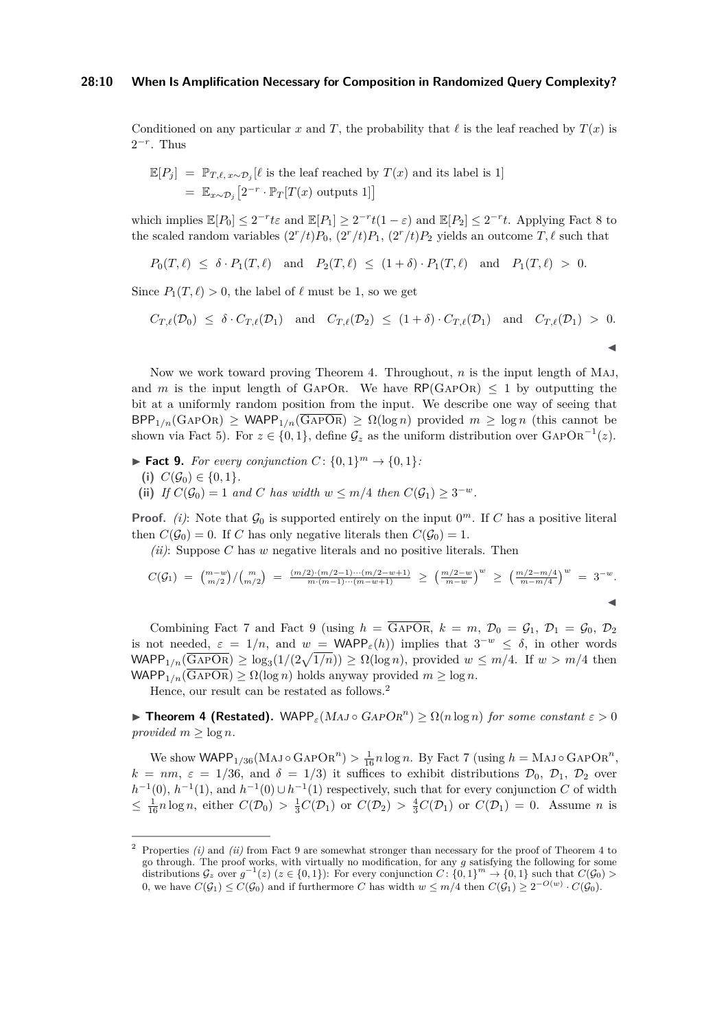Conditioned on any particular $x$ and $T$, the probability that $\ell$ is the leaf reached by $T(x)$ is $2^{-r}$. Thus

$$
\begin{aligned}
\mathbb{E}[P_j] &= \mathbb{P}_{T,\ell,\,x\sim\mathcal{D}_j}[\ell \text{ is the leaf reached by } T(x) \text{ and its label is } 1] \\
&= \mathbb{E}_{x\sim\mathcal{D}_j}\big[2^{-r}\cdot \mathbb{P}_T[T(x) \text{ outputs } 1]\big]
\end{aligned}
$$

which implies $\mathbb{E}[P_0] \le 2^{-r}t\varepsilon$ and $\mathbb{E}[P_1] \ge 2^{-r}t(1-\varepsilon)$ and $\mathbb{E}[P_2] \le 2^{-r}t$. Applying Fact 8 to the scaled random variables $(2^r/t)P_0$, $(2^r/t)P_1$, $(2^r/t)P_2$ yields an outcome $T,\ell$ such that

$$P_0(T,\ell) \;\le\; \delta\cdot P_1(T,\ell) \quad \text{and} \quad P_2(T,\ell) \;\le\; (1+\delta)\cdot P_1(T,\ell) \quad \text{and} \quad P_1(T,\ell) \;>\; 0.$$

Since $P_1(T,\ell) > 0$, the label of $\ell$ must be 1, so we get

$$C_{T,\ell}(\mathcal{D}_0) \;\le\; \delta\cdot C_{T,\ell}(\mathcal{D}_1) \quad \text{and} \quad C_{T,\ell}(\mathcal{D}_2) \;\le\; (1+\delta)\cdot C_{T,\ell}(\mathcal{D}_1) \quad \text{and} \quad C_{T,\ell}(\mathcal{D}_1) \;>\; 0.$$

◀

Now we work toward proving Theorem 4. Throughout, $n$ is the input length of Maj, and $m$ is the input length of GapOr. We have $\mathsf{RP}(\text{GapOr}) \le 1$ by outputting the bit at a uniformly random position from the input. We describe one way of seeing that $\mathsf{BPP}_{1/n}(\text{GapOr}) \ge \mathsf{WAPP}_{1/n}(\overline{\text{GapOr}}) \ge \Omega(\log n)$ provided $m \ge \log n$ (this cannot be shown via Fact 5). For $z \in \{0,1\}$, define $\mathcal{G}_z$ as the uniform distribution over $\text{GapOr}^{-1}(z)$.

▶ **Fact 9.** *For every conjunction $C\colon \{0,1\}^m \to \{0,1\}$:*
**(i)** *$C(\mathcal{G}_0) \in \{0,1\}$.*
**(ii)** *If $C(\mathcal{G}_0) = 1$ and $C$ has width $w \le m/4$ then $C(\mathcal{G}_1) \ge 3^{-w}$.*

**Proof.** *(i)*: Note that $\mathcal{G}_0$ is supported entirely on the input $0^m$. If $C$ has a positive literal then $C(\mathcal{G}_0) = 0$. If $C$ has only negative literals then $C(\mathcal{G}_0) = 1$.

*(ii)*: Suppose $C$ has $w$ negative literals and no positive literals. Then

$$C(\mathcal{G}_1) \;=\; \binom{m-w}{m/2}\Big/\binom{m}{m/2} \;=\; \tfrac{(m/2)\cdot(m/2-1)\cdots(m/2-w+1)}{m\cdot(m-1)\cdots(m-w+1)} \;\ge\; \left(\tfrac{m/2-w}{m-w}\right)^w \;\ge\; \left(\tfrac{m/2-m/4}{m-m/4}\right)^w \;=\; 3^{-w}.$$

◀

Combining Fact 7 and Fact 9 (using $h = \overline{\text{GapOr}}$, $k = m$, $\mathcal{D}_0 = \mathcal{G}_1$, $\mathcal{D}_1 = \mathcal{G}_0$, $\mathcal{D}_2$ is not needed, $\varepsilon = 1/n$, and $w = \mathsf{WAPP}_\varepsilon(h)$) implies that $3^{-w} \le \delta$, in other words $\mathsf{WAPP}_{1/n}(\overline{\text{GapOr}}) \ge \log_3(1/(2\sqrt{1/n})) \ge \Omega(\log n)$, provided $w \le m/4$. If $w > m/4$ then $\mathsf{WAPP}_{1/n}(\overline{\text{GapOr}}) \ge \Omega(\log n)$ holds anyway provided $m \ge \log n$.

Hence, our result can be restated as follows.[2]

▶ **Theorem 4 (Restated).** *$\mathsf{WAPP}_\varepsilon(\text{Maj} \circ \text{GapOr}^n) \ge \Omega(n\log n)$ for some constant $\varepsilon > 0$ provided $m \ge \log n$.*

We show $\mathsf{WAPP}_{1/36}(\text{Maj} \circ \text{GapOr}^n) > \frac{1}{16}n\log n$. By Fact 7 (using $h = \text{Maj} \circ \text{GapOr}^n$, $k = nm$, $\varepsilon = 1/36$, and $\delta = 1/3$) it suffices to exhibit distributions $\mathcal{D}_0$, $\mathcal{D}_1$, $\mathcal{D}_2$ over $h^{-1}(0)$, $h^{-1}(1)$, and $h^{-1}(0) \cup h^{-1}(1)$ respectively, such that for every conjunction $C$ of width $\le \frac{1}{16}n\log n$, either $C(\mathcal{D}_0) > \frac{1}{3}C(\mathcal{D}_1)$ or $C(\mathcal{D}_2) > \frac{4}{3}C(\mathcal{D}_1)$ or $C(\mathcal{D}_1) = 0$. Assume $n$ is

---

[2] Properties *(i)* and *(ii)* from Fact 9 are somewhat stronger than necessary for the proof of Theorem 4 to go through. The proof works, with virtually no modification, for any $g$ satisfying the following for some distributions $\mathcal{G}_z$ over $g^{-1}(z)$ ($z \in \{0,1\}$): For every conjunction $C\colon \{0,1\}^m \to \{0,1\}$ such that $C(\mathcal{G}_0) > 0$, we have $C(\mathcal{G}_1) \le C(\mathcal{G}_0)$ and if furthermore $C$ has width $w \le m/4$ then $C(\mathcal{G}_1) \ge 2^{-O(w)} \cdot C(\mathcal{G}_0)$.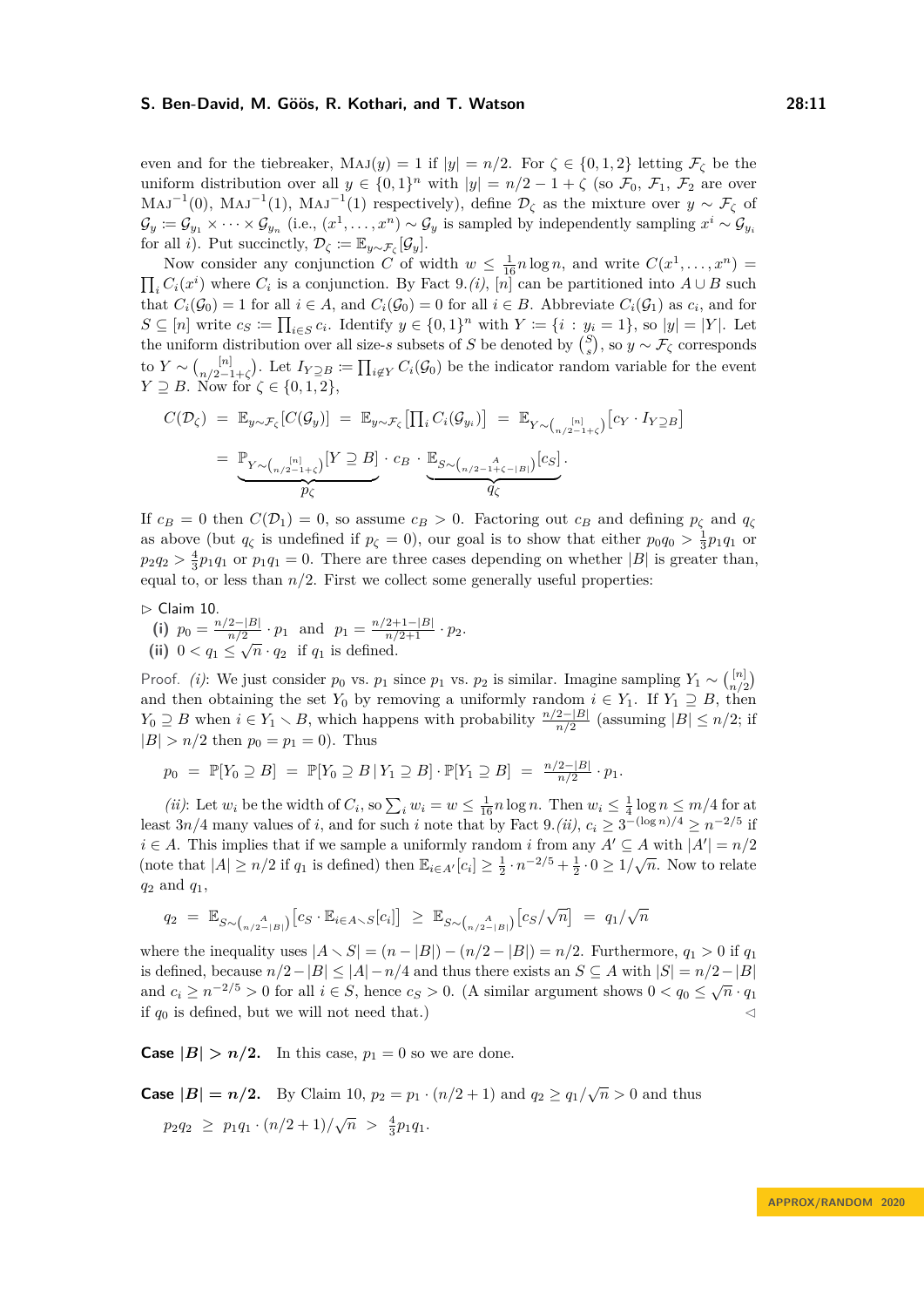even and for the tiebreaker, $\text{MAJ}(y) = 1$ if $|y| = n/2$. For $\zeta \in \{0,1,2\}$ letting $\mathcal{F}_\zeta$ be the uniform distribution over all $y \in \{0,1\}^n$ with $|y| = n/2 - 1 + \zeta$ (so $\mathcal{F}_0$, $\mathcal{F}_1$, $\mathcal{F}_2$ are over $\text{MAJ}^{-1}(0)$, $\text{MAJ}^{-1}(1)$, $\text{MAJ}^{-1}(1)$ respectively), define $\mathcal{D}_\zeta$ as the mixture over $y \sim \mathcal{F}_\zeta$ of $\mathcal{G}_y := \mathcal{G}_{y_1} \times \cdots \times \mathcal{G}_{y_n}$ (i.e., $(x^1, \ldots, x^n) \sim \mathcal{G}_y$ is sampled by independently sampling $x^i \sim \mathcal{G}_{y_i}$ for all $i$). Put succinctly, $\mathcal{D}_\zeta := \mathbb{E}_{y \sim \mathcal{F}_\zeta}[\mathcal{G}_y]$.

Now consider any conjunction $C$ of width $w \le \frac{1}{16} n \log n$, and write $C(x^1, \ldots, x^n) = \prod_i C_i(x^i)$ where $C_i$ is a conjunction. By Fact 9.*(i)*, $[n]$ can be partitioned into $A \cup B$ such that $C_i(\mathcal{G}_0) = 1$ for all $i \in A$, and $C_i(\mathcal{G}_0) = 0$ for all $i \in B$. Abbreviate $C_i(\mathcal{G}_1)$ as $c_i$, and for $S \subseteq [n]$ write $c_S := \prod_{i \in S} c_i$. Identify $y \in \{0,1\}^n$ with $Y := \{i : y_i = 1\}$, so $|y| = |Y|$. Let the uniform distribution over all size-$s$ subsets of $S$ be denoted by $\binom{S}{s}$, so $y \sim \mathcal{F}_\zeta$ corresponds to $Y \sim \binom{[n]}{n/2-1+\zeta}$. Let $I_{Y \supseteq B} := \prod_{i \notin Y} C_i(\mathcal{G}_0)$ be the indicator random variable for the event $Y \supseteq B$. Now for $\zeta \in \{0,1,2\}$,

$$
\begin{aligned}
C(\mathcal{D}_\zeta) &= \mathbb{E}_{y \sim \mathcal{F}_\zeta}[C(\mathcal{G}_y)] = \mathbb{E}_{y \sim \mathcal{F}_\zeta}\left[\textstyle\prod_i C_i(\mathcal{G}_{y_i})\right] = \mathbb{E}_{Y \sim \binom{[n]}{n/2-1+\zeta}}\left[c_Y \cdot I_{Y \supseteq B}\right] \\
&= \underbrace{\mathbb{P}_{Y \sim \binom{[n]}{n/2-1+\zeta}}[Y \supseteq B]}_{p_\zeta} \cdot c_B \cdot \underbrace{\mathbb{E}_{S \sim \binom{A}{n/2-1+\zeta-|B|}}[c_S]}_{q_\zeta}.
\end{aligned}
$$

If $c_B = 0$ then $C(\mathcal{D}_1) = 0$, so assume $c_B > 0$. Factoring out $c_B$ and defining $p_\zeta$ and $q_\zeta$ as above (but $q_\zeta$ is undefined if $p_\zeta = 0$), our goal is to show that either $p_0 q_0 > \frac{1}{3} p_1 q_1$ or $p_2 q_2 > \frac{4}{3} p_1 q_1$ or $p_1 q_1 = 0$. There are three cases depending on whether $|B|$ is greater than, equal to, or less than $n/2$. First we collect some generally useful properties:

▷ Claim 10.

**(i)** $p_0 = \frac{n/2-|B|}{n/2} \cdot p_1$ and $p_1 = \frac{n/2+1-|B|}{n/2+1} \cdot p_2$.

**(ii)** $0 < q_1 \le \sqrt{n} \cdot q_2$ if $q_1$ is defined.

*Proof.* *(i)*: We just consider $p_0$ vs. $p_1$ since $p_1$ vs. $p_2$ is similar. Imagine sampling $Y_1 \sim \binom{[n]}{n/2}$ and then obtaining the set $Y_0$ by removing a uniformly random $i \in Y_1$. If $Y_1 \supseteq B$, then $Y_0 \supseteq B$ when $i \in Y_1 \setminus B$, which happens with probability $\frac{n/2-|B|}{n/2}$ (assuming $|B| \le n/2$; if $|B| > n/2$ then $p_0 = p_1 = 0$). Thus

$$
p_0 = \mathbb{P}[Y_0 \supseteq B] = \mathbb{P}[Y_0 \supseteq B \mid Y_1 \supseteq B] \cdot \mathbb{P}[Y_1 \supseteq B] = \tfrac{n/2-|B|}{n/2} \cdot p_1.
$$

*(ii)*: Let $w_i$ be the width of $C_i$, so $\sum_i w_i = w \le \frac{1}{16} n \log n$. Then $w_i \le \frac{1}{4} \log n \le m/4$ for at least $3n/4$ many values of $i$, and for such $i$ note that by Fact 9.*(ii)*, $c_i \ge 3^{-(\log n)/4} \ge n^{-2/5}$ if $i \in A$. This implies that if we sample a uniformly random $i$ from any $A' \subseteq A$ with $|A'| = n/2$ (note that $|A| \ge n/2$ if $q_1$ is defined) then $\mathbb{E}_{i \in A'}[c_i] \ge \frac{1}{2} \cdot n^{-2/5} + \frac{1}{2} \cdot 0 \ge 1/\sqrt{n}$. Now to relate $q_2$ and $q_1$,

$$
q_2 = \mathbb{E}_{S \sim \binom{A}{n/2-|B|}}\left[c_S \cdot \mathbb{E}_{i \in A \setminus S}[c_i]\right] \ge \mathbb{E}_{S \sim \binom{A}{n/2-|B|}}\left[c_S/\sqrt{n}\right] = q_1/\sqrt{n}
$$

where the inequality uses $|A \setminus S| = (n - |B|) - (n/2 - |B|) = n/2$. Furthermore, $q_1 > 0$ if $q_1$ is defined, because $n/2 - |B| \le |A| - n/4$ and thus there exists an $S \subseteq A$ with $|S| = n/2 - |B|$ and $c_i \ge n^{-2/5} > 0$ for all $i \in S$, hence $c_S > 0$. (A similar argument shows $0 < q_0 \le \sqrt{n} \cdot q_1$ if $q_0$ is defined, but we will not need that.) ◁

**Case $|B| > n/2$.** In this case, $p_1 = 0$ so we are done.

**Case $|B| = n/2$.** By Claim 10, $p_2 = p_1 \cdot (n/2+1)$ and $q_2 \ge q_1/\sqrt{n} > 0$ and thus

$$
p_2 q_2 \ge p_1 q_1 \cdot (n/2+1)/\sqrt{n} > \tfrac{4}{3} p_1 q_1.
$$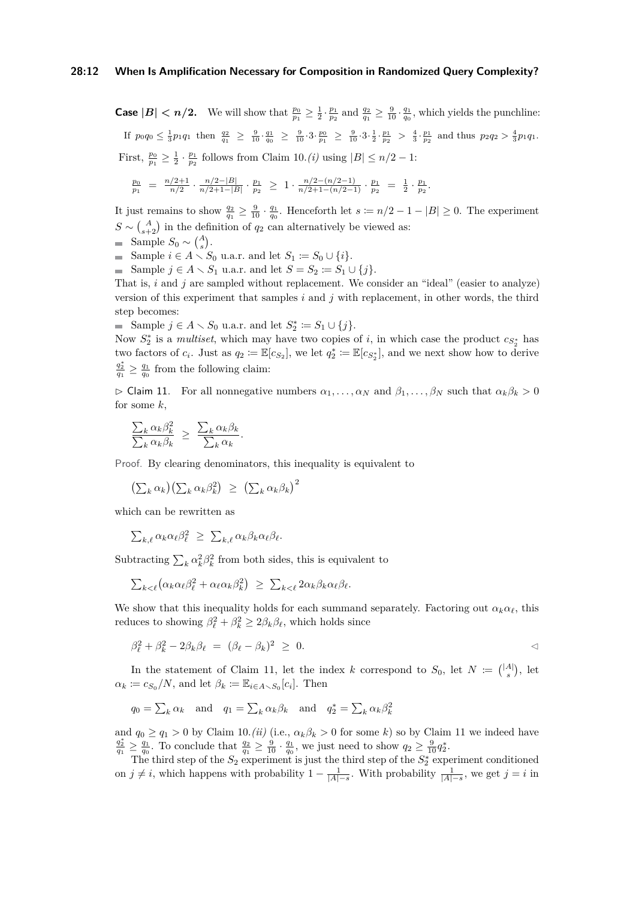**Case $|B| < n/2$.** We will show that $\frac{p_0}{p_1} \geq \frac{1}{2} \cdot \frac{p_1}{p_2}$ and $\frac{q_2}{q_1} \geq \frac{9}{10} \cdot \frac{q_1}{q_0}$, which yields the punchline:

If $p_0 q_0 \leq \frac{1}{3} p_1 q_1$ then $\frac{q_2}{q_1} \geq \frac{9}{10} \cdot \frac{q_1}{q_0} \geq \frac{9}{10} \cdot 3 \cdot \frac{p_0}{p_1} \geq \frac{9}{10} \cdot 3 \cdot \frac{1}{2} \cdot \frac{p_1}{p_2} > \frac{4}{3} \cdot \frac{p_1}{p_2}$ and thus $p_2 q_2 > \frac{4}{3} p_1 q_1$.

First, $\frac{p_0}{p_1} \geq \frac{1}{2} \cdot \frac{p_1}{p_2}$ follows from Claim 10.*(i)* using $|B| \leq n/2 - 1$:

$$\frac{p_0}{p_1} = \frac{n/2+1}{n/2} \cdot \frac{n/2 - |B|}{n/2+1-|B|} \cdot \frac{p_1}{p_2} \geq 1 \cdot \frac{n/2-(n/2-1)}{n/2+1-(n/2-1)} \cdot \frac{p_1}{p_2} = \frac{1}{2} \cdot \frac{p_1}{p_2}.$$

It just remains to show $\frac{q_2}{q_1} \geq \frac{9}{10} \cdot \frac{q_1}{q_0}$. Henceforth let $s \coloneqq n/2 - 1 - |B| \geq 0$. The experiment $S \sim \binom{A}{s+2}$ in the definition of $q_2$ can alternatively be viewed as:

- Sample $S_0 \sim \binom{A}{s}$.
- Sample $i \in A \smallsetminus S_0$ u.a.r. and let $S_1 \coloneqq S_0 \cup \{i\}$.
- Sample $j \in A \smallsetminus S_1$ u.a.r. and let $S = S_2 \coloneqq S_1 \cup \{j\}$.

That is, $i$ and $j$ are sampled without replacement. We consider an "ideal" (easier to analyze) version of this experiment that samples $i$ and $j$ with replacement, in other words, the third step becomes:

- Sample $j \in A \smallsetminus S_0$ u.a.r. and let $S_2^* \coloneqq S_1 \cup \{j\}$.

Now $S_2^*$ is a *multiset*, which may have two copies of $i$, in which case the product $c_{S_2^*}$ has two factors of $c_i$. Just as $q_2 \coloneqq \mathbb{E}[c_{S_2}]$, we let $q_2^* \coloneqq \mathbb{E}[c_{S_2^*}]$, and we next show how to derive $\frac{q_2^*}{q_1} \geq \frac{q_1}{q_0}$ from the following claim:

$\triangleright$ Claim 11. For all nonnegative numbers $\alpha_1, \ldots, \alpha_N$ and $\beta_1, \ldots, \beta_N$ such that $\alpha_k \beta_k > 0$ for some $k$,

$$\frac{\sum_k \alpha_k \beta_k^2}{\sum_k \alpha_k \beta_k} \geq \frac{\sum_k \alpha_k \beta_k}{\sum_k \alpha_k}.$$

Proof. By clearing denominators, this inequality is equivalent to

$$\left(\sum_k \alpha_k\right)\left(\sum_k \alpha_k \beta_k^2\right) \geq \left(\sum_k \alpha_k \beta_k\right)^2$$

which can be rewritten as

$$\sum_{k,\ell} \alpha_k \alpha_\ell \beta_\ell^2 \geq \sum_{k,\ell} \alpha_k \beta_k \alpha_\ell \beta_\ell.$$

Subtracting $\sum_k \alpha_k^2 \beta_k^2$ from both sides, this is equivalent to

$$\sum_{k<\ell} \left(\alpha_k \alpha_\ell \beta_\ell^2 + \alpha_\ell \alpha_k \beta_k^2\right) \geq \sum_{k<\ell} 2\alpha_k \beta_k \alpha_\ell \beta_\ell.$$

We show that this inequality holds for each summand separately. Factoring out $\alpha_k \alpha_\ell$, this reduces to showing $\beta_\ell^2 + \beta_k^2 \geq 2\beta_k \beta_\ell$, which holds since

$$\beta_\ell^2 + \beta_k^2 - 2\beta_k \beta_\ell = (\beta_\ell - \beta_k)^2 \geq 0. \qquad \triangleleft$$

In the statement of Claim 11, let the index $k$ correspond to $S_0$, let $N \coloneqq \binom{|A|}{s}$, let $\alpha_k \coloneqq c_{S_0}/N$, and let $\beta_k \coloneqq \mathbb{E}_{i \in A \smallsetminus S_0}[c_i]$. Then

$$q_0 = \sum_k \alpha_k \quad \text{and} \quad q_1 = \sum_k \alpha_k \beta_k \quad \text{and} \quad q_2^* = \sum_k \alpha_k \beta_k^2$$

and $q_0 \geq q_1 > 0$ by Claim 10.*(ii)* (i.e., $\alpha_k \beta_k > 0$ for some $k$) so by Claim 11 we indeed have $\frac{q_2^*}{q_1} \geq \frac{q_1}{q_0}$. To conclude that $\frac{q_2}{q_1} \geq \frac{9}{10} \cdot \frac{q_1}{q_0}$, we just need to show $q_2 \geq \frac{9}{10} q_2^*$.

The third step of the $S_2$ experiment is just the third step of the $S_2^*$ experiment conditioned on $j \neq i$, which happens with probability $1 - \frac{1}{|A|-s}$. With probability $\frac{1}{|A|-s}$, we get $j = i$ in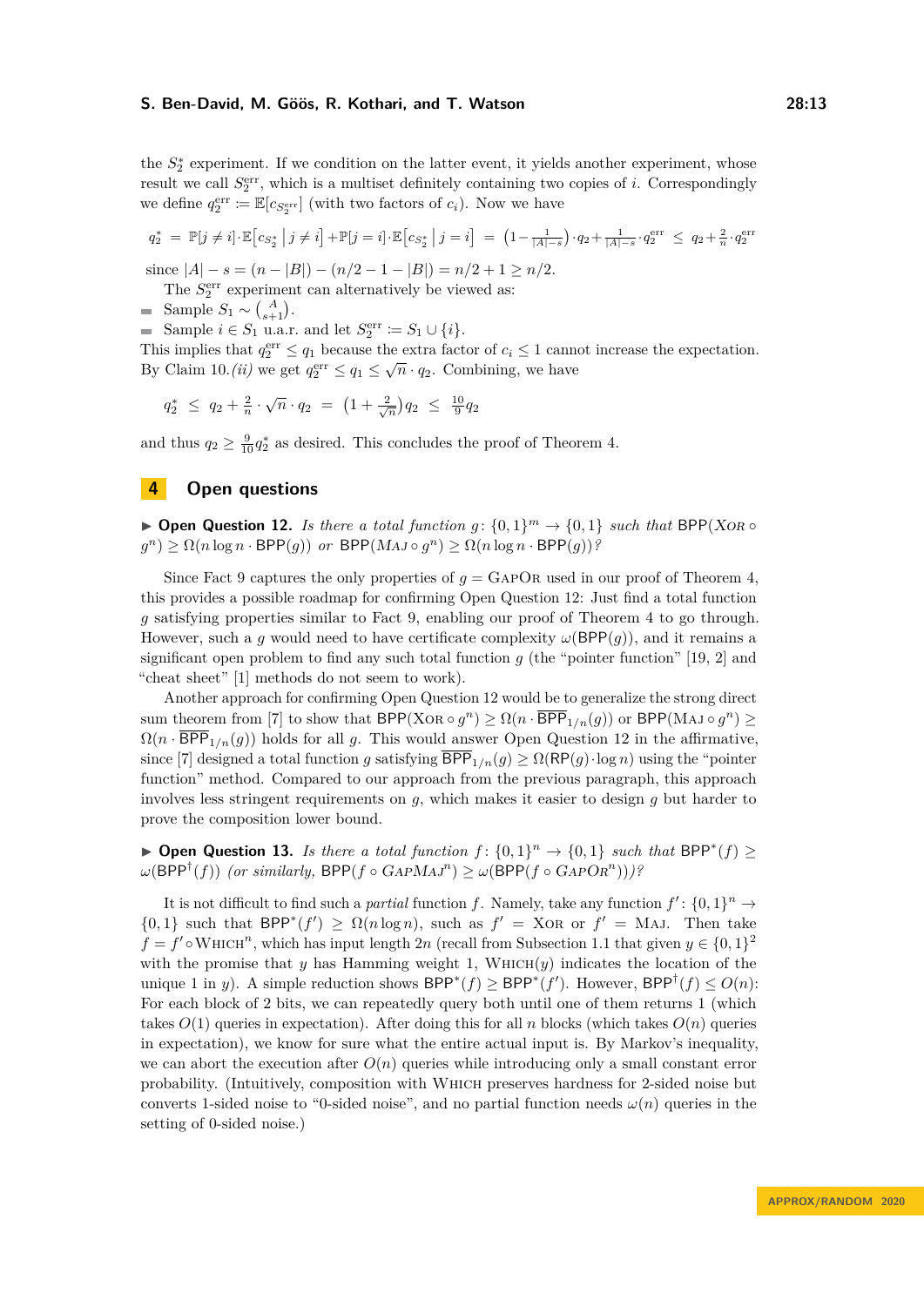the $S_2^*$ experiment. If we condition on the latter event, it yields another experiment, whose result we call $S_2^{\text{err}}$, which is a multiset definitely containing two copies of $i$. Correspondingly we define $q_2^{\text{err}} := \mathbb{E}[c_{S_2^{\text{err}}}]$ (with two factors of $c_i$). Now we have

$$q_2^* \;=\; \mathbb{P}[j \neq i] \cdot \mathbb{E}\big[c_{S_2^*} \,\big|\, j \neq i\big] + \mathbb{P}[j = i] \cdot \mathbb{E}\big[c_{S_2^*} \,\big|\, j = i\big] \;=\; \big(1 - \tfrac{1}{|A|-s}\big) \cdot q_2 + \tfrac{1}{|A|-s} \cdot q_2^{\text{err}} \;\leq\; q_2 + \tfrac{2}{n} \cdot q_2^{\text{err}}$$

since $|A| - s = (n - |B|) - (n/2 - 1 - |B|) = n/2 + 1 \geq n/2$.

The $S_2^{\text{err}}$ experiment can alternatively be viewed as:

- Sample $S_1 \sim \binom{A}{s+1}$.
- Sample $i \in S_1$ u.a.r. and let $S_2^{\text{err}} := S_1 \cup \{i\}$.

This implies that $q_2^{\text{err}} \leq q_1$ because the extra factor of $c_i \leq 1$ cannot increase the expectation. By Claim 10.*(ii)* we get $q_2^{\text{err}} \leq q_1 \leq \sqrt{n} \cdot q_2$. Combining, we have

$$q_2^* \;\leq\; q_2 + \tfrac{2}{n} \cdot \sqrt{n} \cdot q_2 \;=\; \big(1 + \tfrac{2}{\sqrt{n}}\big) q_2 \;\leq\; \tfrac{10}{9} q_2$$

and thus $q_2 \geq \frac{9}{10} q_2^*$ as desired. This concludes the proof of Theorem 4.

## 4 Open questions

▶ **Open Question 12.** *Is there a total function* $g\colon \{0,1\}^m \to \{0,1\}$ *such that* $\mathsf{BPP}(\textsc{Xor} \circ g^n) \geq \Omega(n \log n \cdot \mathsf{BPP}(g))$ *or* $\mathsf{BPP}(\textsc{Maj} \circ g^n) \geq \Omega(n \log n \cdot \mathsf{BPP}(g))$*?*

Since Fact 9 captures the only properties of $g = \textsc{GapOr}$ used in our proof of Theorem 4, this provides a possible roadmap for confirming Open Question 12: Just find a total function $g$ satisfying properties similar to Fact 9, enabling our proof of Theorem 4 to go through. However, such a $g$ would need to have certificate complexity $\omega(\mathsf{BPP}(g))$, and it remains a significant open problem to find any such total function $g$ (the "pointer function" [19, 2] and "cheat sheet" [1] methods do not seem to work).

Another approach for confirming Open Question 12 would be to generalize the strong direct sum theorem from [7] to show that $\mathsf{BPP}(\textsc{Xor} \circ g^n) \geq \Omega(n \cdot \overline{\mathsf{BPP}}_{1/n}(g))$ or $\mathsf{BPP}(\textsc{Maj} \circ g^n) \geq \Omega(n \cdot \overline{\mathsf{BPP}}_{1/n}(g))$ holds for all $g$. This would answer Open Question 12 in the affirmative, since [7] designed a total function $g$ satisfying $\overline{\mathsf{BPP}}_{1/n}(g) \geq \Omega(\mathsf{RP}(g) \cdot \log n)$ using the "pointer function" method. Compared to our approach from the previous paragraph, this approach involves less stringent requirements on $g$, which makes it easier to design $g$ but harder to prove the composition lower bound.

▶ **Open Question 13.** *Is there a total function* $f\colon \{0,1\}^n \to \{0,1\}$ *such that* $\mathsf{BPP}^*(f) \geq \omega(\mathsf{BPP}^\dagger(f))$ *(or similarly,* $\mathsf{BPP}(f \circ \textsc{GapMaj}^n) \geq \omega(\mathsf{BPP}(f \circ \textsc{GapOr}^n))$*)?*

It is not difficult to find such a *partial* function $f$. Namely, take any function $f'\colon \{0,1\}^n \to \{0,1\}$ such that $\mathsf{BPP}^*(f') \geq \Omega(n \log n)$, such as $f' = \textsc{Xor}$ or $f' = \textsc{Maj}$. Then take $f = f' \circ \textsc{Which}^n$, which has input length $2n$ (recall from Subsection 1.1 that given $y \in \{0,1\}^2$ with the promise that $y$ has Hamming weight 1, $\textsc{Which}(y)$ indicates the location of the unique 1 in $y$). A simple reduction shows $\mathsf{BPP}^*(f) \geq \mathsf{BPP}^*(f')$. However, $\mathsf{BPP}^\dagger(f) \leq O(n)$: For each block of 2 bits, we can repeatedly query both until one of them returns 1 (which takes $O(1)$ queries in expectation). After doing this for all $n$ blocks (which takes $O(n)$ queries in expectation), we know for sure what the entire actual input is. By Markov's inequality, we can abort the execution after $O(n)$ queries while introducing only a small constant error probability. (Intuitively, composition with $\textsc{Which}$ preserves hardness for 2-sided noise but converts 1-sided noise to "0-sided noise", and no partial function needs $\omega(n)$ queries in the setting of 0-sided noise.)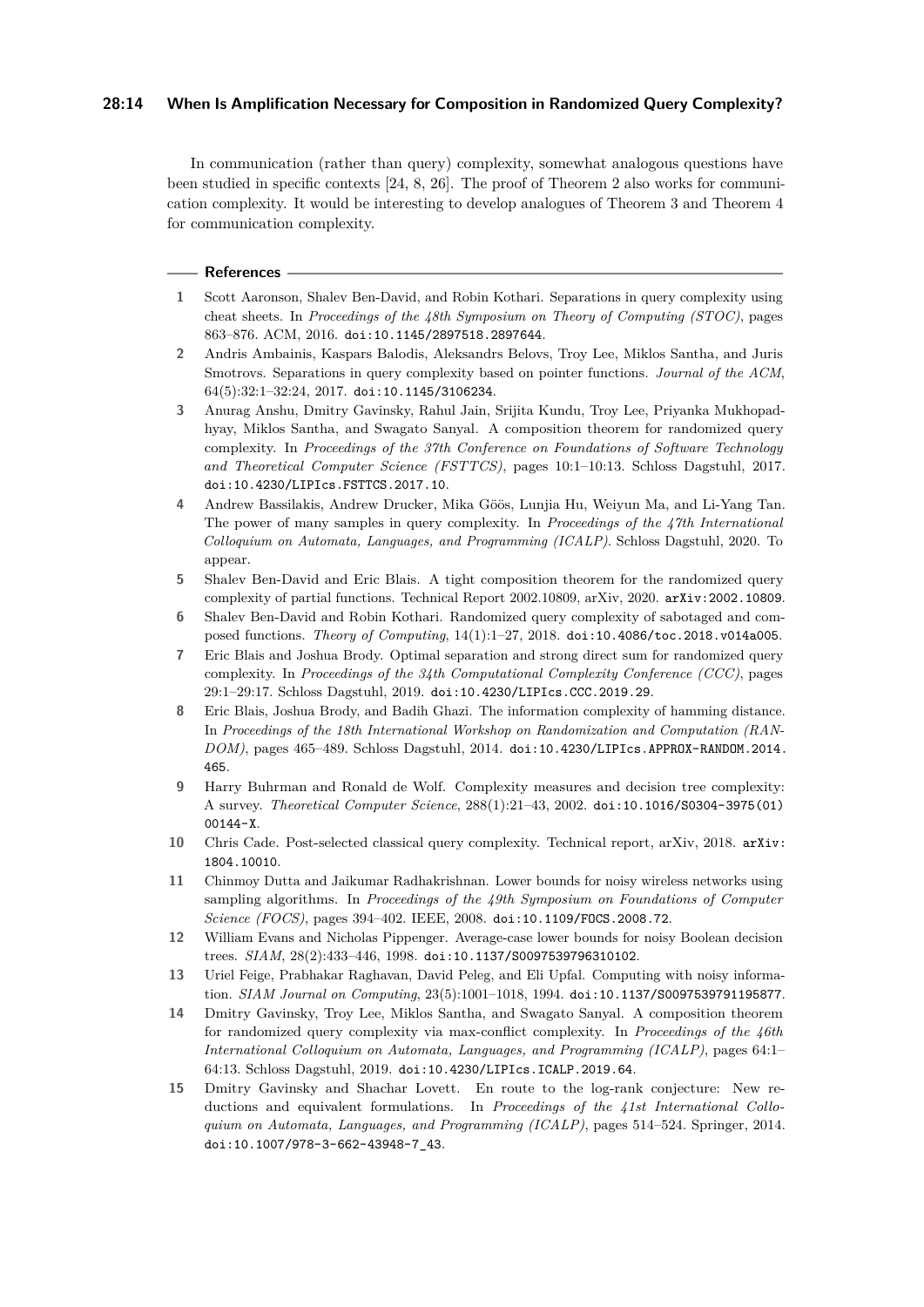In communication (rather than query) complexity, somewhat analogous questions have been studied in specific contexts [24, 8, 26]. The proof of Theorem 2 also works for communication complexity. It would be interesting to develop analogues of Theorem 3 and Theorem 4 for communication complexity.

## References

1. Scott Aaronson, Shalev Ben-David, and Robin Kothari. Separations in query complexity using cheat sheets. In *Proceedings of the 48th Symposium on Theory of Computing (STOC)*, pages 863–876. ACM, 2016. doi:10.1145/2897518.2897644.
2. Andris Ambainis, Kaspars Balodis, Aleksandrs Belovs, Troy Lee, Miklos Santha, and Juris Smotrovs. Separations in query complexity based on pointer functions. *Journal of the ACM*, 64(5):32:1–32:24, 2017. doi:10.1145/3106234.
3. Anurag Anshu, Dmitry Gavinsky, Rahul Jain, Srijita Kundu, Troy Lee, Priyanka Mukhopadhyay, Miklos Santha, and Swagato Sanyal. A composition theorem for randomized query complexity. In *Proceedings of the 37th Conference on Foundations of Software Technology and Theoretical Computer Science (FSTTCS)*, pages 10:1–10:13. Schloss Dagstuhl, 2017. doi:10.4230/LIPIcs.FSTTCS.2017.10.
4. Andrew Bassilakis, Andrew Drucker, Mika Göös, Lunjia Hu, Weiyun Ma, and Li-Yang Tan. The power of many samples in query complexity. In *Proceedings of the 47th International Colloquium on Automata, Languages, and Programming (ICALP)*. Schloss Dagstuhl, 2020. To appear.
5. Shalev Ben-David and Eric Blais. A tight composition theorem for the randomized query complexity of partial functions. Technical Report 2002.10809, arXiv, 2020. arXiv:2002.10809.
6. Shalev Ben-David and Robin Kothari. Randomized query complexity of sabotaged and composed functions. *Theory of Computing*, 14(1):1–27, 2018. doi:10.4086/toc.2018.v014a005.
7. Eric Blais and Joshua Brody. Optimal separation and strong direct sum for randomized query complexity. In *Proceedings of the 34th Computational Complexity Conference (CCC)*, pages 29:1–29:17. Schloss Dagstuhl, 2019. doi:10.4230/LIPIcs.CCC.2019.29.
8. Eric Blais, Joshua Brody, and Badih Ghazi. The information complexity of hamming distance. In *Proceedings of the 18th International Workshop on Randomization and Computation (RANDOM)*, pages 465–489. Schloss Dagstuhl, 2014. doi:10.4230/LIPIcs.APPROX-RANDOM.2014.465.
9. Harry Buhrman and Ronald de Wolf. Complexity measures and decision tree complexity: A survey. *Theoretical Computer Science*, 288(1):21–43, 2002. doi:10.1016/S0304-3975(01)00144-X.
10. Chris Cade. Post-selected classical query complexity. Technical report, arXiv, 2018. arXiv:1804.10010.
11. Chinmoy Dutta and Jaikumar Radhakrishnan. Lower bounds for noisy wireless networks using sampling algorithms. In *Proceedings of the 49th Symposium on Foundations of Computer Science (FOCS)*, pages 394–402. IEEE, 2008. doi:10.1109/FOCS.2008.72.
12. William Evans and Nicholas Pippenger. Average-case lower bounds for noisy Boolean decision trees. *SIAM*, 28(2):433–446, 1998. doi:10.1137/S0097539796310102.
13. Uriel Feige, Prabhakar Raghavan, David Peleg, and Eli Upfal. Computing with noisy information. *SIAM Journal on Computing*, 23(5):1001–1018, 1994. doi:10.1137/S0097539791195877.
14. Dmitry Gavinsky, Troy Lee, Miklos Santha, and Swagato Sanyal. A composition theorem for randomized query complexity via max-conflict complexity. In *Proceedings of the 46th International Colloquium on Automata, Languages, and Programming (ICALP)*, pages 64:1–64:13. Schloss Dagstuhl, 2019. doi:10.4230/LIPIcs.ICALP.2019.64.
15. Dmitry Gavinsky and Shachar Lovett. En route to the log-rank conjecture: New reductions and equivalent formulations. In *Proceedings of the 41st International Colloquium on Automata, Languages, and Programming (ICALP)*, pages 514–524. Springer, 2014. doi:10.1007/978-3-662-43948-7_43.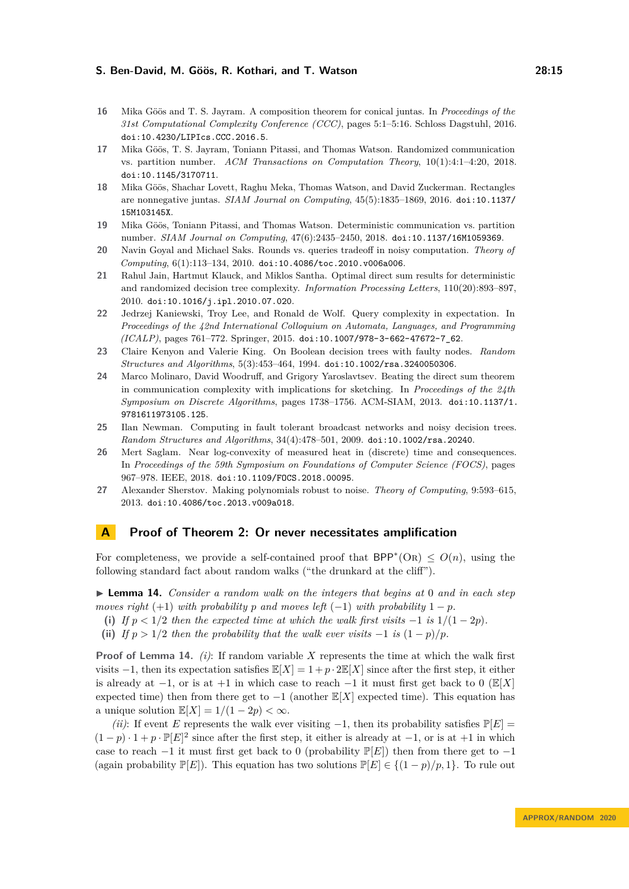16 Mika Göös and T. S. Jayram. A composition theorem for conical juntas. In *Proceedings of the 31st Computational Complexity Conference (CCC)*, pages 5:1–5:16. Schloss Dagstuhl, 2016. doi:10.4230/LIPIcs.CCC.2016.5.

17 Mika Göös, T. S. Jayram, Toniann Pitassi, and Thomas Watson. Randomized communication vs. partition number. *ACM Transactions on Computation Theory*, 10(1):4:1–4:20, 2018. doi:10.1145/3170711.

18 Mika Göös, Shachar Lovett, Raghu Meka, Thomas Watson, and David Zuckerman. Rectangles are nonnegative juntas. *SIAM Journal on Computing*, 45(5):1835–1869, 2016. doi:10.1137/15M103145X.

19 Mika Göös, Toniann Pitassi, and Thomas Watson. Deterministic communication vs. partition number. *SIAM Journal on Computing*, 47(6):2435–2450, 2018. doi:10.1137/16M1059369.

20 Navin Goyal and Michael Saks. Rounds vs. queries tradeoff in noisy computation. *Theory of Computing*, 6(1):113–134, 2010. doi:10.4086/toc.2010.v006a006.

21 Rahul Jain, Hartmut Klauck, and Miklos Santha. Optimal direct sum results for deterministic and randomized decision tree complexity. *Information Processing Letters*, 110(20):893–897, 2010. doi:10.1016/j.ipl.2010.07.020.

22 Jedrzej Kaniewski, Troy Lee, and Ronald de Wolf. Query complexity in expectation. In *Proceedings of the 42nd International Colloquium on Automata, Languages, and Programming (ICALP)*, pages 761–772. Springer, 2015. doi:10.1007/978-3-662-47672-7_62.

23 Claire Kenyon and Valerie King. On Boolean decision trees with faulty nodes. *Random Structures and Algorithms*, 5(3):453–464, 1994. doi:10.1002/rsa.3240050306.

24 Marco Molinaro, David Woodruff, and Grigory Yaroslavtsev. Beating the direct sum theorem in communication complexity with implications for sketching. In *Proceedings of the 24th Symposium on Discrete Algorithms*, pages 1738–1756. ACM-SIAM, 2013. doi:10.1137/1.9781611973105.125.

25 Ilan Newman. Computing in fault tolerant broadcast networks and noisy decision trees. *Random Structures and Algorithms*, 34(4):478–501, 2009. doi:10.1002/rsa.20240.

26 Mert Saglam. Near log-convexity of measured heat in (discrete) time and consequences. In *Proceedings of the 59th Symposium on Foundations of Computer Science (FOCS)*, pages 967–978. IEEE, 2018. doi:10.1109/FOCS.2018.00095.

27 Alexander Sherstov. Making polynomials robust to noise. *Theory of Computing*, 9:593–615, 2013. doi:10.4086/toc.2013.v009a018.

# A Proof of Theorem 2: Or never necessitates amplification

For completeness, we provide a self-contained proof that $\mathsf{BPP}^*(\textsc{Or}) \leq O(n)$, using the following standard fact about random walks ("the drunkard at the cliff").

▶ **Lemma 14.** *Consider a random walk on the integers that begins at* 0 *and in each step moves right* $(+1)$ *with probability* $p$ *and moves left* $(-1)$ *with probability* $1-p$.

**(i)** *If* $p < 1/2$ *then the expected time at which the walk first visits* $-1$ *is* $1/(1-2p)$.

**(ii)** *If* $p > 1/2$ *then the probability that the walk ever visits* $-1$ *is* $(1-p)/p$.

**Proof of Lemma 14.** *(i)*: If random variable $X$ represents the time at which the walk first visits $-1$, then its expectation satisfies $\mathbb{E}[X] = 1 + p \cdot 2\mathbb{E}[X]$ since after the first step, it either is already at $-1$, or is at $+1$ in which case to reach $-1$ it must first get back to 0 ($\mathbb{E}[X]$ expected time) then from there get to $-1$ (another $\mathbb{E}[X]$ expected time). This equation has a unique solution $\mathbb{E}[X] = 1/(1-2p) < \infty$.

*(ii)*: If event $E$ represents the walk ever visiting $-1$, then its probability satisfies $\mathbb{P}[E] = (1-p) \cdot 1 + p \cdot \mathbb{P}[E]^2$ since after the first step, it either is already at $-1$, or is at $+1$ in which case to reach $-1$ it must first get back to 0 (probability $\mathbb{P}[E]$) then from there get to $-1$ (again probability $\mathbb{P}[E]$). This equation has two solutions $\mathbb{P}[E] \in \{(1-p)/p, 1\}$. To rule out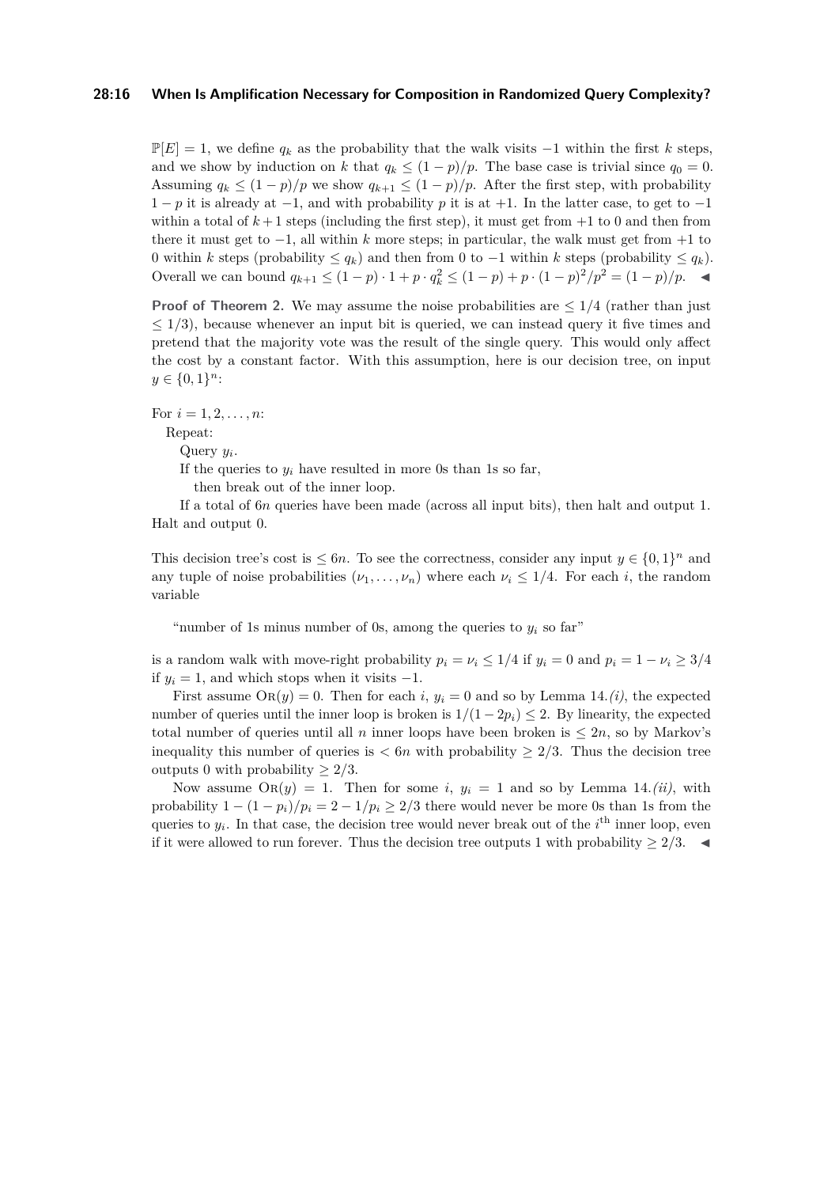$\mathbb{P}[E] = 1$, we define $q_k$ as the probability that the walk visits $-1$ within the first $k$ steps, and we show by induction on $k$ that $q_k \leq (1-p)/p$. The base case is trivial since $q_0 = 0$. Assuming $q_k \leq (1-p)/p$ we show $q_{k+1} \leq (1-p)/p$. After the first step, with probability $1-p$ it is already at $-1$, and with probability $p$ it is at $+1$. In the latter case, to get to $-1$ within a total of $k+1$ steps (including the first step), it must get from $+1$ to 0 and then from there it must get to $-1$, all within $k$ more steps; in particular, the walk must get from $+1$ to 0 within $k$ steps (probability $\leq q_k$) and then from 0 to $-1$ within $k$ steps (probability $\leq q_k$). Overall we can bound $q_{k+1} \leq (1-p) \cdot 1 + p \cdot q_k^2 \leq (1-p) + p \cdot (1-p)^2/p^2 = (1-p)/p$. ◀

**Proof of Theorem 2.** We may assume the noise probabilities are $\leq 1/4$ (rather than just $\leq 1/3$), because whenever an input bit is queried, we can instead query it five times and pretend that the majority vote was the result of the single query. This would only affect the cost by a constant factor. With this assumption, here is our decision tree, on input $y \in \{0,1\}^n$:

For $i = 1, 2, \ldots, n$:  
  Repeat:  
    Query $y_i$.  
    If the queries to $y_i$ have resulted in more 0s than 1s so far,  
      then break out of the inner loop.  
    If a total of $6n$ queries have been made (across all input bits), then halt and output 1.  
Halt and output 0.

This decision tree's cost is $\leq 6n$. To see the correctness, consider any input $y \in \{0,1\}^n$ and any tuple of noise probabilities $(\nu_1, \ldots, \nu_n)$ where each $\nu_i \leq 1/4$. For each $i$, the random variable

"number of 1s minus number of 0s, among the queries to $y_i$ so far"

is a random walk with move-right probability $p_i = \nu_i \leq 1/4$ if $y_i = 0$ and $p_i = 1 - \nu_i \geq 3/4$ if $y_i = 1$, and which stops when it visits $-1$.

First assume $\text{OR}(y) = 0$. Then for each $i$, $y_i = 0$ and so by Lemma 14.*(i)*, the expected number of queries until the inner loop is broken is $1/(1-2p_i) \leq 2$. By linearity, the expected total number of queries until all $n$ inner loops have been broken is $\leq 2n$, so by Markov's inequality this number of queries is $< 6n$ with probability $\geq 2/3$. Thus the decision tree outputs 0 with probability $\geq 2/3$.

Now assume $\text{OR}(y) = 1$. Then for some $i$, $y_i = 1$ and so by Lemma 14.*(ii)*, with probability $1 - (1-p_i)/p_i = 2 - 1/p_i \geq 2/3$ there would never be more 0s than 1s from the queries to $y_i$. In that case, the decision tree would never break out of the $i^{\text{th}}$ inner loop, even if it were allowed to run forever. Thus the decision tree outputs 1 with probability $\geq 2/3$. ◀